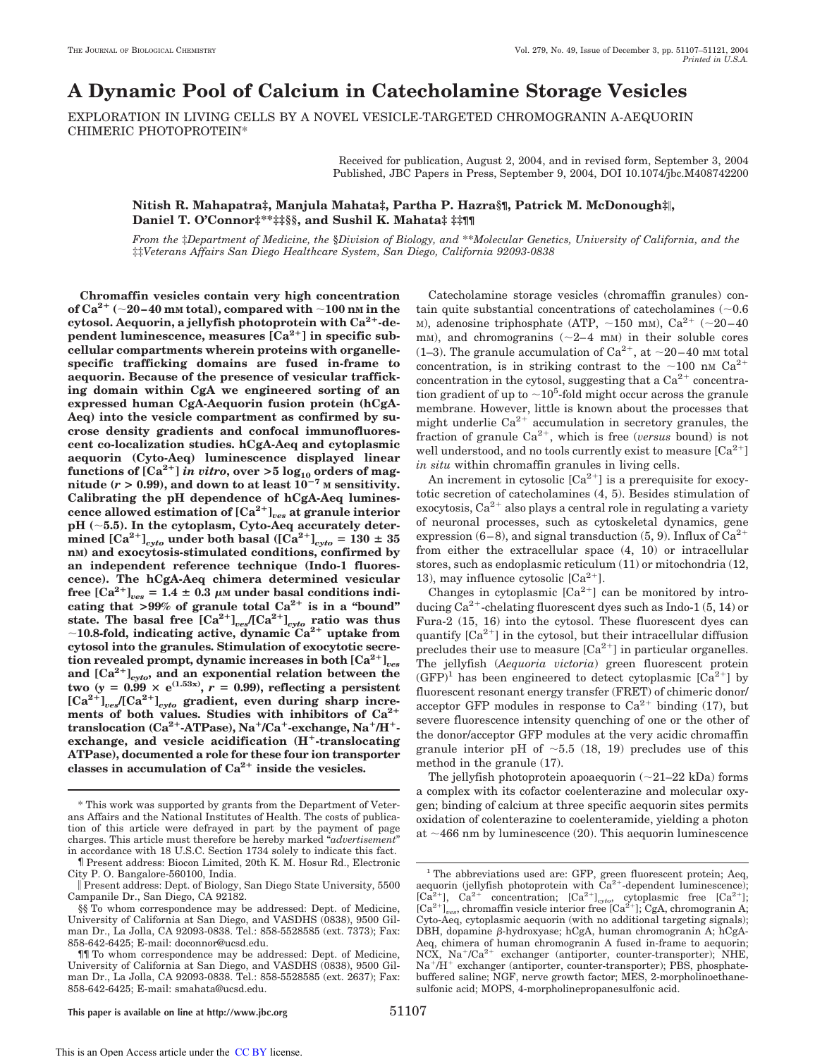# A Dynamic Pool of Calcium in Catecholamine Storage Vesicles

EXPLORATION IN LIVING CELLS BY A NOVEL VESICLE-TARGETED CHROMOGRANIN A-AEQUORIN CHIMERIC PHOTOPROTEIN*

Received for publication, August 2, 2004, and in revised form, September 3, 2004
Published, JBC Papers in Press, September 9, 2004, DOI 10.1074/jbc.M408742200

**Nitish R. Mahapatra‡, Manjula Mahata‡, Partha P. Hazra§¶, Patrick M. McDonough‡‖, Daniel T. O'Connor‡**‡‡§§, and Sushil K. Mahata‡ ‡‡¶¶**

*From the ‡Department of Medicine, the §Division of Biology, and **Molecular Genetics, University of California, and the ‡‡Veterans Affairs San Diego Healthcare System, San Diego, California 92093-0838*

**Chromaffin vesicles contain very high concentration of $Ca^{2+}$ (~20–40 mM total), compared with ~100 nM in the cytosol. Aequorin, a jellyfish photoprotein with $Ca^{2+}$-dependent luminescence, measures $[Ca^{2+}]$ in specific subcellular compartments wherein proteins with organelle-specific trafficking domains are fused in-frame to aequorin. Because of the presence of vesicular trafficking domain within CgA we engineered sorting of an expressed human CgA-Aequorin fusion protein (hCgA-Aeq) into the vesicle compartment as confirmed by sucrose density gradients and confocal immunofluorescent co-localization studies. hCgA-Aeq and cytoplasmic aequorin (Cyto-Aeq) luminescence displayed linear functions of $[Ca^{2+}]$ *in vitro*, over >5 $\log_{10}$ orders of magnitude ($r$ > 0.99), and down to at least $10^{-7}$ M sensitivity. Calibrating the pH dependence of hCgA-Aeq luminescence allowed estimation of $[Ca^{2+}]_{ves}$ at granule interior pH (~5.5). In the cytoplasm, Cyto-Aeq accurately determined $[Ca^{2+}]_{cyto}$ under both basal ($[Ca^{2+}]_{cyto}$ = 130 ± 35 nM) and exocytosis-stimulated conditions, confirmed by an independent reference technique (Indo-1 fluorescence). The hCgA-Aeq chimera determined vesicular free $[Ca^{2+}]_{ves}$ = 1.4 ± 0.3 μM under basal conditions indicating that >99% of granule total $Ca^{2+}$ is in a "bound" state. The basal free $[Ca^{2+}]_{ves}/[Ca^{2+}]_{cyto}$ ratio was thus ~10.8-fold, indicating active, dynamic $Ca^{2+}$ uptake from cytosol into the granules. Stimulation of exocytotic secretion revealed prompt, dynamic increases in both $[Ca^{2+}]_{ves}$ and $[Ca^{2+}]_{cyto}$, and an exponential relation between the two ($y = 0.99 \times e^{(1.53x)}$, $r$ = 0.99), reflecting a persistent $[Ca^{2+}]_{ves}/[Ca^{2+}]_{cyto}$ gradient, even during sharp increments of both values. Studies with inhibitors of $Ca^{2+}$ translocation ($Ca^{2+}$-ATPase), $Na^+/Ca^+$-exchange, $Na^+/H^+$-exchange, and vesicle acidification ($H^+$-translocating ATPase), documented a role for these four ion transporter classes in accumulation of $Ca^{2+}$ inside the vesicles.**

Catecholamine storage vesicles (chromaffin granules) contain quite substantial concentrations of catecholamines (~0.6 M), adenosine triphosphate (ATP, ~150 mM), $Ca^{2+}$ (~20–40 mM), and chromogranins (~2–4 mM) in their soluble cores (1–3). The granule accumulation of $Ca^{2+}$, at ~20–40 mM total concentration, is in striking contrast to the ~100 nM $Ca^{2+}$ concentration in the cytosol, suggesting that a $Ca^{2+}$ concentration gradient of up to ~$10^5$-fold might occur across the granule membrane. However, little is known about the processes that might underlie $Ca^{2+}$ accumulation in secretory granules, the fraction of granule $Ca^{2+}$, which is free (*versus* bound) is not well understood, and no tools currently exist to measure $[Ca^{2+}]$ *in situ* within chromaffin granules in living cells.

An increment in cytosolic $[Ca^{2+}]$ is a prerequisite for exocytotic secretion of catecholamines (4, 5). Besides stimulation of exocytosis, $Ca^{2+}$ also plays a central role in regulating a variety of neuronal processes, such as cytoskeletal dynamics, gene expression (6–8), and signal transduction (5, 9). Influx of $Ca^{2+}$ from either the extracellular space (4, 10) or intracellular stores, such as endoplasmic reticulum (11) or mitochondria (12, 13), may influence cytosolic $[Ca^{2+}]$.

Changes in cytoplasmic $[Ca^{2+}]$ can be monitored by introducing $Ca^{2+}$-chelating fluorescent dyes such as Indo-1 (5, 14) or Fura-2 (15, 16) into the cytosol. These fluorescent dyes can quantify $[Ca^{2+}]$ in the cytosol, but their intracellular diffusion precludes their use to measure $[Ca^{2+}]$ in particular organelles. The jellyfish (*Aequoria victoria*) green fluorescent protein (GFP)[1] has been engineered to detect cytoplasmic $[Ca^{2+}]$ by fluorescent resonant energy transfer (FRET) of chimeric donor/acceptor GFP modules in response to $Ca^{2+}$ binding (17), but severe fluorescence intensity quenching of one or the other of the donor/acceptor GFP modules at the very acidic chromaffin granule interior pH of ~5.5 (18, 19) precludes use of this method in the granule (17).

The jellyfish photoprotein apoaequorin (~21–22 kDa) forms a complex with its cofactor coelenterazine and molecular oxygen; binding of calcium at three specific aequorin sites permits oxidation of colenterazine to coelenteramide, yielding a photon at ~466 nm by luminescence (20). This aequorin luminescence

---

* This work was supported by grants from the Department of Veterans Affairs and the National Institutes of Health. The costs of publication of this article were defrayed in part by the payment of page charges. This article must therefore be hereby marked "*advertisement*" in accordance with 18 U.S.C. Section 1734 solely to indicate this fact.

¶ Present address: Biocon Limited, 20th K. M. Hosur Rd., Electronic City P. O. Bangalore-560100, India.

‖ Present address: Dept. of Biology, San Diego State University, 5500 Campanile Dr., San Diego, CA 92182.

§§ To whom correspondence may be addressed: Dept. of Medicine, University of California at San Diego, and VASDHS (0838), 9500 Gilman Dr., La Jolla, CA 92093-0838. Tel.: 858-5528585 (ext. 7373); Fax: 858-642-6425; E-mail: doconnor@ucsd.edu.

¶¶ To whom correspondence may be addressed: Dept. of Medicine, University of California at San Diego, and VASDHS (0838), 9500 Gilman Dr., La Jolla, CA 92093-0838. Tel.: 858-5528585 (ext. 2637); Fax: 858-642-6425; E-mail: smahata@ucsd.edu.

[1] The abbreviations used are: GFP, green fluorescent protein; Aeq, aequorin (jellyfish photoprotein with $Ca^{2+}$-dependent luminescence); $[Ca^{2+}]$, $Ca^{2+}$ concentration; $[Ca^{2+}]_{cyto}$, cytoplasmic free $[Ca^{2+}]$; $[Ca^{2+}]_{ves}$, chromaffin vesicle interior free $[Ca^{2+}]$; CgA, chromogranin A; Cyto-Aeq, cytoplasmic aequorin (with no additional targeting signals); DBH, dopamine β-hydroxyase; hCgA, human chromogranin A; hCgA-Aeq, chimera of human chromogranin A fused in-frame to aequorin; NCX, $Na^+/Ca^{2+}$ exchanger (antiporter, counter-transporter); NHE, $Na^+/H^+$ exchanger (antiporter, counter-transporter); PBS, phosphate-buffered saline; NGF, nerve growth factor; MES, 2-morpholinoethanesulfonic acid; MOPS, 4-morpholinepropanesulfonic acid.

This paper is available on line at http://www.jbc.org

This is an Open Access article under the CC BY license.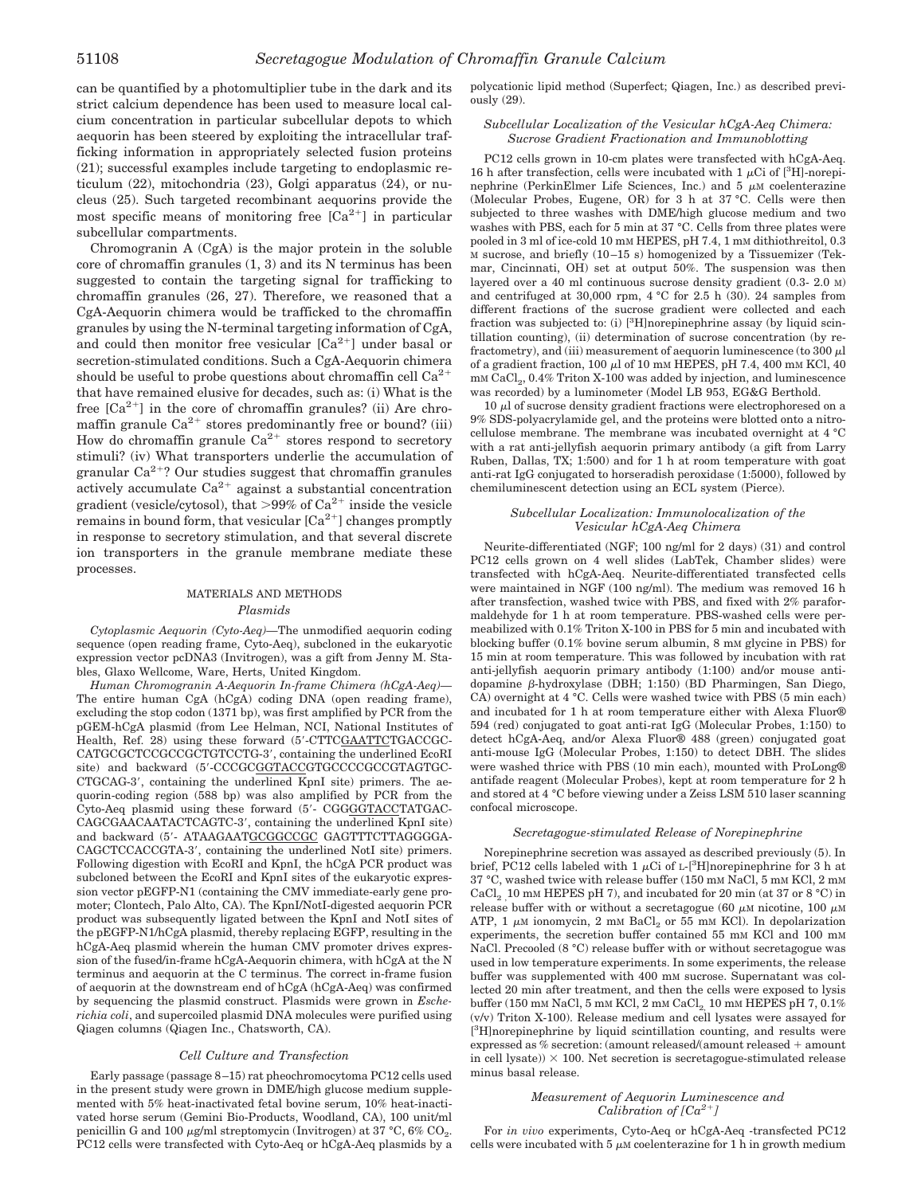can be quantified by a photomultiplier tube in the dark and its strict calcium dependence has been used to measure local calcium concentration in particular subcellular depots to which aequorin has been steered by exploiting the intracellular trafficking information in appropriately selected fusion proteins (21); successful examples include targeting to endoplasmic reticulum (22), mitochondria (23), Golgi apparatus (24), or nucleus (25). Such targeted recombinant aequorins provide the most specific means of monitoring free $[Ca^{2+}]$ in particular subcellular compartments.

Chromogranin A (CgA) is the major protein in the soluble core of chromaffin granules (1, 3) and its N terminus has been suggested to contain the targeting signal for trafficking to chromaffin granules (26, 27). Therefore, we reasoned that a CgA-Aequorin chimera would be trafficked to the chromaffin granules by using the N-terminal targeting information of CgA, and could then monitor free vesicular $[Ca^{2+}]$ under basal or secretion-stimulated conditions. Such a CgA-Aequorin chimera should be useful to probe questions about chromaffin cell $Ca^{2+}$ that have remained elusive for decades, such as: (i) What is the free $[Ca^{2+}]$ in the core of chromaffin granules? (ii) Are chromaffin granule $Ca^{2+}$ stores predominantly free or bound? (iii) How do chromaffin granule $Ca^{2+}$ stores respond to secretory stimuli? (iv) What transporters underlie the accumulation of granular $Ca^{2+}$? Our studies suggest that chromaffin granules actively accumulate $Ca^{2+}$ against a substantial concentration gradient (vesicle/cytosol), that >99% of $Ca^{2+}$ inside the vesicle remains in bound form, that vesicular $[Ca^{2+}]$ changes promptly in response to secretory stimulation, and that several discrete ion transporters in the granule membrane mediate these processes.

## MATERIALS AND METHODS

### Plasmids

*Cytoplasmic Aequorin (Cyto-Aeq)*—The unmodified aequorin coding sequence (open reading frame, Cyto-Aeq), subcloned in the eukaryotic expression vector pcDNA3 (Invitrogen), was a gift from Jenny M. Stables, Glaxo Wellcome, Ware, Herts, United Kingdom.

*Human Chromogranin A-Aequorin In-frame Chimera (hCgA-Aeq)*—The entire human CgA (hCgA) coding DNA (open reading frame), excluding the stop codon (1371 bp), was first amplified by PCR from the pGEM-hCgA plasmid (from Lee Helman, NCI, National Institutes of Health, Ref. 28) using these forward (5′-CTTCGAATTCTGACCGC-CATGCGCTCCGCCGCTGTCCTG-3′, containing the underlined EcoRI site) and backward (5′-CCCGCGGTACCGTGCCCCGCCGTAGTGC-CTGCAG-3′, containing the underlined KpnI site) primers. The aequorin-coding region (588 bp) was also amplified by PCR from the Cyto-Aeq plasmid using these forward (5′- CGGGGTACCTATGAC-CAGCGAACAATACTCAGTC-3′, containing the underlined KpnI site) and backward (5′- ATAAGAATGCGGCCGC GAGTTTCTTAGGGGA-CAGCTCCACCGTA-3′, containing the underlined NotI site) primers. Following digestion with EcoRI and KpnI, the hCgA PCR product was subcloned between the EcoRI and KpnI sites of the eukaryotic expression vector pEGFP-N1 (containing the CMV immediate-early gene promoter; Clontech, Palo Alto, CA). The KpnI/NotI-digested aequorin PCR product was subsequently ligated between the KpnI and NotI sites of the pEGFP-N1/hCgA plasmid, thereby replacing EGFP, resulting in the hCgA-Aeq plasmid wherein the human CMV promoter drives expression of the fused/in-frame hCgA-Aequorin chimera, with hCgA at the N terminus and aequorin at the C terminus. The correct in-frame fusion of aequorin at the downstream end of hCgA (hCgA-Aeq) was confirmed by sequencing the plasmid construct. Plasmids were grown in *Escherichia coli*, and supercoiled plasmid DNA molecules were purified using Qiagen columns (Qiagen Inc., Chatsworth, CA).

### Cell Culture and Transfection

Early passage (passage 8–15) rat pheochromocytoma PC12 cells used in the present study were grown in DME/high glucose medium supplemented with 5% heat-inactivated fetal bovine serum, 10% heat-inactivated horse serum (Gemini Bio-Products, Woodland, CA), 100 unit/ml penicillin G and 100 µg/ml streptomycin (Invitrogen) at 37 °C, 6% $CO_2$. PC12 cells were transfected with Cyto-Aeq or hCgA-Aeq plasmids by a polycationic lipid method (Superfect; Qiagen, Inc.) as described previously (29).

### Subcellular Localization of the Vesicular hCgA-Aeq Chimera: Sucrose Gradient Fractionation and Immunoblotting

PC12 cells grown in 10-cm plates were transfected with hCgA-Aeq. 16 h after transfection, cells were incubated with 1 µCi of [$^3$H]-norepinephrine (PerkinElmer Life Sciences, Inc.) and 5 µM coelenterazine (Molecular Probes, Eugene, OR) for 3 h at 37 °C. Cells were then subjected to three washes with DME/high glucose medium and two washes with PBS, each for 5 min at 37 °C. Cells from three plates were pooled in 3 ml of ice-cold 10 mM HEPES, pH 7.4, 1 mM dithiothreitol, 0.3 M sucrose, and briefly (10–15 s) homogenized by a Tissuemizer (Tekmar, Cincinnati, OH) set at output 50%. The suspension was then layered over a 40 ml continuous sucrose density gradient (0.3- 2.0 M) and centrifuged at 30,000 rpm, 4 °C for 2.5 h (30). 24 samples from different fractions of the sucrose gradient were collected and each fraction was subjected to: (i) [$^3$H]norepinephrine assay (by liquid scintillation counting), (ii) determination of sucrose concentration (by refractometry), and (iii) measurement of aequorin luminescence (to 300 µl of a gradient fraction, 100 µl of 10 mM HEPES, pH 7.4, 400 mM KCl, 40 mM $CaCl_2$, 0.4% Triton X-100 was added by injection, and luminescence was recorded) by a luminometer (Model LB 953, EG&G Berthold.

10 µl of sucrose density gradient fractions were electrophoresed on a 9% SDS-polyacrylamide gel, and the proteins were blotted onto a nitrocellulose membrane. The membrane was incubated overnight at 4 °C with a rat anti-jellyfish aequorin primary antibody (a gift from Larry Ruben, Dallas, TX; 1:500) and for 1 h at room temperature with goat anti-rat IgG conjugated to horseradish peroxidase (1:5000), followed by chemiluminescent detection using an ECL system (Pierce).

### Subcellular Localization: Immunolocalization of the Vesicular hCgA-Aeq Chimera

Neurite-differentiated (NGF; 100 ng/ml for 2 days) (31) and control PC12 cells grown on 4 well slides (LabTek, Chamber slides) were transfected with hCgA-Aeq. Neurite-differentiated transfected cells were maintained in NGF (100 ng/ml). The medium was removed 16 h after transfection, washed twice with PBS, and fixed with 2% paraformaldehyde for 1 h at room temperature. PBS-washed cells were permeabilized with 0.1% Triton X-100 in PBS for 5 min and incubated with blocking buffer (0.1% bovine serum albumin, 8 mM glycine in PBS) for 15 min at room temperature. This was followed by incubation with rat anti-jellyfish aequorin primary antibody (1:100) and/or mouse anti-dopamine β-hydroxylase (DBH; 1:150) (BD Pharmingen, San Diego, CA) overnight at 4 °C. Cells were washed twice with PBS (5 min each) and incubated for 1 h at room temperature either with Alexa Fluor® 594 (red) conjugated to goat anti-rat IgG (Molecular Probes, 1:150) to detect hCgA-Aeq, and/or Alexa Fluor® 488 (green) conjugated goat anti-mouse IgG (Molecular Probes, 1:150) to detect DBH. The slides were washed thrice with PBS (10 min each), mounted with ProLong® antifade reagent (Molecular Probes), kept at room temperature for 2 h and stored at 4 °C before viewing under a Zeiss LSM 510 laser scanning confocal microscope.

### Secretagogue-stimulated Release of Norepinephrine

Norepinephrine secretion was assayed as described previously (5). In brief, PC12 cells labeled with 1 µCi of L-[$^3$H]norepinephrine for 3 h at 37 °C, washed twice with release buffer (150 mM NaCl, 5 mM KCl, 2 mM $CaCl_2$, 10 mM HEPES pH 7), and incubated for 20 min (at 37 or 8 °C) in release buffer with or without a secretagogue (60 µM nicotine, 100 µM ATP, 1 µM ionomycin, 2 mM $BaCl_2$ or 55 mM KCl). In depolarization experiments, the secretion buffer contained 55 mM KCl and 100 mM NaCl. Precooled (8 °C) release buffer with or without secretagogue was used in low temperature experiments. In some experiments, the release buffer was supplemented with 400 mM sucrose. Supernatant was collected 20 min after treatment, and then the cells were exposed to lysis buffer (150 mM NaCl, 5 mM KCl, 2 mM $CaCl_2$, 10 mM HEPES pH 7, 0.1% (v/v) Triton X-100). Release medium and cell lysates were assayed for [$^3$H]norepinephrine by liquid scintillation counting, and results were expressed as % secretion: (amount released/(amount released + amount in cell lysate)) × 100. Net secretion is secretagogue-stimulated release minus basal release.

### Measurement of Aequorin Luminescence and Calibration of $[Ca^{2+}]$

For *in vivo* experiments, Cyto-Aeq or hCgA-Aeq -transfected PC12 cells were incubated with 5 µM coelenterazine for 1 h in growth medium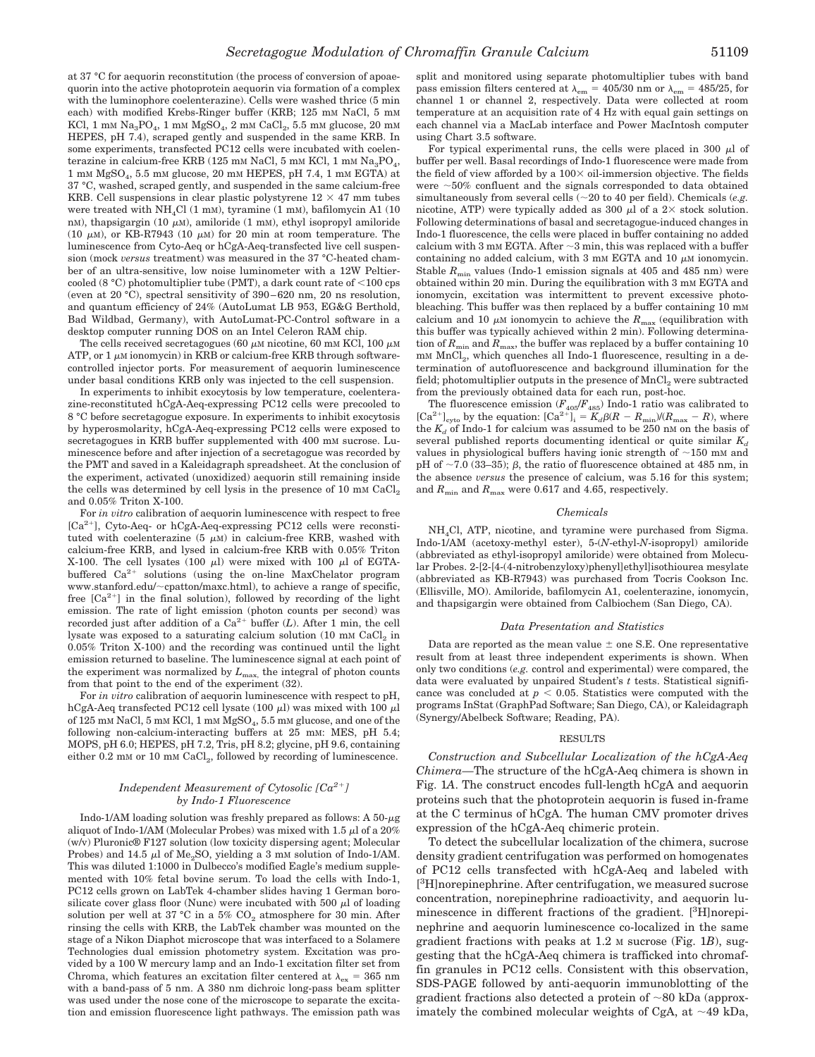at 37 °C for aequorin reconstitution (the process of conversion of apoaequorin into the active photoprotein aequorin via formation of a complex with the luminophore coelenterazine). Cells were washed thrice (5 min each) with modified Krebs-Ringer buffer (KRB; 125 mM NaCl, 5 mM KCl, 1 mM $Na_3PO_4$, 1 mM $MgSO_4$, 2 mM $CaCl_2$, 5.5 mM glucose, 20 mM HEPES, pH 7.4), scraped gently and suspended in the same KRB. In some experiments, transfected PC12 cells were incubated with coelenterazine in calcium-free KRB (125 mM NaCl, 5 mM KCl, 1 mM $Na_3PO_4$, 1 mM $MgSO_4$, 5.5 mM glucose, 20 mM HEPES, pH 7.4, 1 mM EGTA) at 37 °C, washed, scraped gently, and suspended in the same calcium-free KRB. Cell suspensions in clear plastic polystyrene 12 × 47 mm tubes were treated with $NH_4Cl$ (1 mM), tyramine (1 mM), bafilomycin A1 (10 nM), thapsigargin (10 μM), amiloride (1 mM), ethyl isopropyl amiloride (10 μM), or KB-R7943 (10 μM) for 20 min at room temperature. The luminescence from Cyto-Aeq or hCgA-Aeq-transfected live cell suspension (mock *versus* treatment) was measured in the 37 °C-heated chamber of an ultra-sensitive, low noise luminometer with a 12W Peltier-cooled (8 °C) photomultiplier tube (PMT), a dark count rate of <100 cps (even at 20 °C), spectral sensitivity of 390–620 nm, 20 ns resolution, and quantum efficiency of 24% (AutoLumat LB 953, EG&G Berthold, Bad Wildbad, Germany), with AutoLumat-PC-Control software in a desktop computer running DOS on an Intel Celeron RAM chip.

The cells received secretagogues (60 μM nicotine, 60 mM KCl, 100 μM ATP, or 1 μM ionomycin) in KRB or calcium-free KRB through software-controlled injector ports. For measurement of aequorin luminescence under basal conditions KRB only was injected to the cell suspension.

In experiments to inhibit exocytosis by low temperature, coelenterazine-reconstituted hCgA-Aeq-expressing PC12 cells were precooled to 8 °C before secretagogue exposure. In experiments to inhibit exocytosis by hyperosmolarity, hCgA-Aeq-expressing PC12 cells were exposed to secretagogues in KRB buffer supplemented with 400 mM sucrose. Luminescence before and after injection of a secretagogue was recorded by the PMT and saved in a Kaleidagraph spreadsheet. At the conclusion of the experiment, activated (unoxidized) aequorin still remaining inside the cells was determined by cell lysis in the presence of 10 mM $CaCl_2$ and 0.05% Triton X-100.

For *in vitro* calibration of aequorin luminescence with respect to free [$Ca^{2+}$], Cyto-Aeq- or hCgA-Aeq-expressing PC12 cells were reconstituted with coelenterazine (5 μM) in calcium-free KRB, washed with calcium-free KRB, and lysed in calcium-free KRB with 0.05% Triton X-100. The cell lysates (100 μl) were mixed with 100 μl of EGTA-buffered $Ca^{2+}$ solutions (using the on-line MaxChelator program www.stanford.edu/~cpatton/maxc.html), to achieve a range of specific, free [$Ca^{2+}$] in the final solution), followed by recording of the light emission. The rate of light emission (photon counts per second) was recorded just after addition of a $Ca^{2+}$ buffer (*L*). After 1 min, the cell lysate was exposed to a saturating calcium solution (10 mM $CaCl_2$ in 0.05% Triton X-100) and the recording was continued until the light emission returned to baseline. The luminescence signal at each point of the experiment was normalized by $L_{max}$, the integral of photon counts from that point to the end of the experiment (32).

For *in vitro* calibration of aequorin luminescence with respect to pH, hCgA-Aeq transfected PC12 cell lysate (100 μl) was mixed with 100 μl of 125 mM NaCl, 5 mM KCl, 1 mM $MgSO_4$, 5.5 mM glucose, and one of the following non-calcium-interacting buffers at 25 mM: MES, pH 5.4; MOPS, pH 6.0; HEPES, pH 7.2, Tris, pH 8.2; glycine, pH 9.6, containing either 0.2 mM or 10 mM $CaCl_2$, followed by recording of luminescence.

### *Independent Measurement of Cytosolic [$Ca^{2+}$] by Indo-1 Fluorescence*

Indo-1/AM loading solution was freshly prepared as follows: A 50-μg aliquot of Indo-1/AM (Molecular Probes) was mixed with 1.5 μl of a 20% (w/v) Pluronic® F127 solution (low toxicity dispersing agent; Molecular Probes) and 14.5 μl of $Me_2SO$, yielding a 3 mM solution of Indo-1/AM. This was diluted 1:1000 in Dulbecco's modified Eagle's medium supplemented with 10% fetal bovine serum. To load the cells with Indo-1, PC12 cells grown on LabTek 4-chamber slides having 1 German borosilicate cover glass floor (Nunc) were incubated with 500 μl of loading solution per well at 37 °C in a 5% $CO_2$ atmosphere for 30 min. After rinsing the cells with KRB, the LabTek chamber was mounted on the stage of a Nikon Diaphot microscope that was interfaced to a Solamere Technologies dual emission photometry system. Excitation was provided by a 100 W mercury lamp and an Indo-1 excitation filter set from Chroma, which features an excitation filter centered at $\lambda_{ex}$ = 365 nm with a band-pass of 5 nm. A 380 nm dichroic long-pass beam splitter was used under the nose cone of the microscope to separate the excitation and emission fluorescence light pathways. The emission path was split and monitored using separate photomultiplier tubes with band pass emission filters centered at $\lambda_{em}$ = 405/30 nm or $\lambda_{em}$ = 485/25, for channel 1 or channel 2, respectively. Data were collected at room temperature at an acquisition rate of 4 Hz with equal gain settings on each channel via a MacLab interface and Power MacIntosh computer using Chart 3.5 software.

For typical experimental runs, the cells were placed in 300 μl of buffer per well. Basal recordings of Indo-1 fluorescence were made from the field of view afforded by a 100× oil-immersion objective. The fields were ~50% confluent and the signals corresponded to data obtained simultaneously from several cells (~20 to 40 per field). Chemicals (*e.g.* nicotine, ATP) were typically added as 300 μl of a 2× stock solution. Following determinations of basal and secretagogue-induced changes in Indo-1 fluorescence, the cells were placed in buffer containing no added calcium with 3 mM EGTA. After ~3 min, this was replaced with a buffer containing no added calcium, with 3 mM EGTA and 10 μM ionomycin. Stable $R_{min}$ values (Indo-1 emission signals at 405 and 485 nm) were obtained within 20 min. During the equilibration with 3 mM EGTA and ionomycin, excitation was intermittent to prevent excessive photobleaching. This buffer was then replaced by a buffer containing 10 mM calcium and 10 μM ionomycin to achieve the $R_{max}$ (equilibration with this buffer was typically achieved within 2 min). Following determination of $R_{min}$ and $R_{max}$, the buffer was replaced by a buffer containing 10 mM $MnCl_2$, which quenches all Indo-1 fluorescence, resulting in a determination of autofluorescence and background illumination for the field; photomultiplier outputs in the presence of $MnCl_2$ were subtracted from the previously obtained data for each run, post-hoc.

The fluorescence emission ($F_{405}/F_{485}$) Indo-1 ratio was calibrated to $[Ca^{2+}]_{cyto}$ by the equation: $[Ca^{2+}]_i = K_d\beta(R - R_{min})/(R_{max} - R)$, where the $K_d$ of Indo-1 for calcium was assumed to be 250 nM on the basis of several published reports documenting identical or quite similar $K_d$ values in physiological buffers having ionic strength of ~150 mM and pH of ~7.0 (33–35); β, the ratio of fluorescence obtained at 485 nm, in the absence *versus* the presence of calcium, was 5.16 for this system; and $R_{min}$ and $R_{max}$ were 0.617 and 4.65, respectively.

### *Chemicals*

$NH_4Cl$, ATP, nicotine, and tyramine were purchased from Sigma. Indo-1/AM (acetoxy-methyl ester), 5-(*N*-ethyl-*N*-isopropyl) amiloride (abbreviated as ethyl-isopropyl amiloride) were obtained from Molecular Probes. 2-[2-[4-(4-nitrobenzyloxy)phenyl]ethyl]isothiourea mesylate (abbreviated as KB-R7943) was purchased from Tocris Cookson Inc. (Ellisville, MO). Amiloride, bafilomycin A1, coelenterazine, ionomycin, and thapsigargin were obtained from Calbiochem (San Diego, CA).

### *Data Presentation and Statistics*

Data are reported as the mean value ± one S.E. One representative result from at least three independent experiments is shown. When only two conditions (*e.g.* control and experimental) were compared, the data were evaluated by unpaired Student's *t* tests. Statistical significance was concluded at $p < 0.05$. Statistics were computed with the programs InStat (GraphPad Software; San Diego, CA), or Kaleidagraph (Synergy/Abelbeck Software; Reading, PA).

## RESULTS

*Construction and Subcellular Localization of the hCgA-Aeq Chimera*—The structure of the hCgA-Aeq chimera is shown in Fig. 1*A*. The construct encodes full-length hCgA and aequorin proteins such that the photoprotein aequorin is fused in-frame at the C terminus of hCgA. The human CMV promoter drives expression of the hCgA-Aeq chimeric protein.

To detect the subcellular localization of the chimera, sucrose density gradient centrifugation was performed on homogenates of PC12 cells transfected with hCgA-Aeq and labeled with [$^3$H]norepinephrine. After centrifugation, we measured sucrose concentration, norepinephrine radioactivity, and aequorin luminescence in different fractions of the gradient. [$^3$H]norepinephrine and aequorin luminescence co-localized in the same gradient fractions with peaks at 1.2 M sucrose (Fig. 1*B*), suggesting that the hCgA-Aeq chimera is trafficked into chromaffin granules in PC12 cells. Consistent with this observation, SDS-PAGE followed by anti-aequorin immunoblotting of the gradient fractions also detected a protein of ~80 kDa (approximately the combined molecular weights of CgA, at ~49 kDa,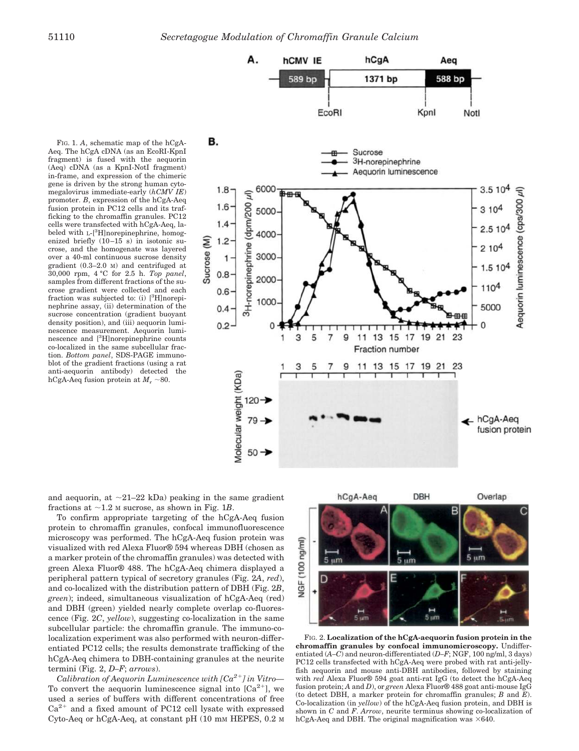FIG. 1. *A*, schematic map of the hCgA-Aeq. The hCgA cDNA (as an EcoRI-KpnI fragment) is fused with the aequorin (Aeq) cDNA (as a KpnI-NotI fragment) in-frame, and expression of the chimeric gene is driven by the strong human cytomegalovirus immediate-early (*hCMV IE*) promoter. *B*, expression of the hCgA-Aeq fusion protein in PC12 cells and its trafficking to the chromaffin granules. PC12 cells were transfected with hCgA-Aeq, labeled with L-[$^3$H]norepinephrine, homogenized briefly (10–15 s) in isotonic sucrose, and the homogenate was layered over a 40-ml continuous sucrose density gradient (0.3–2.0 M) and centrifuged at 30,000 rpm, 4 °C for 2.5 h. *Top panel*, samples from different fractions of the sucrose gradient were collected and each fraction was subjected to: (i) [$^3$H]norepinephrine assay, (ii) determination of the sucrose concentration (gradient buoyant density position), and (iii) aequorin luminescence measurement. Aequorin luminescence and [$^3$H]norepinephrine counts co-localized in the same subcellular fraction. *Bottom panel*, SDS-PAGE immunoblot of the gradient fractions (using a rat anti-aequorin antibody) detected the hCgA-Aeq fusion protein at $M_r$ ~80.

and aequorin, at ~21–22 kDa) peaking in the same gradient fractions at ~1.2 M sucrose, as shown in Fig. 1*B*.

To confirm appropriate targeting of the hCgA-Aeq fusion protein to chromaffin granules, confocal immunofluorescence microscopy was performed. The hCgA-Aeq fusion protein was visualized with red Alexa Fluor® 594 whereas DBH (chosen as a marker protein of the chromaffin granules) was detected with green Alexa Fluor® 488. The hCgA-Aeq chimera displayed a peripheral pattern typical of secretory granules (Fig. 2*A*, *red*), and co-localized with the distribution pattern of DBH (Fig. 2*B*, *green*); indeed, simultaneous visualization of hCgA-Aeq (red) and DBH (green) yielded nearly complete overlap co-fluorescence (Fig. 2*C*, *yellow*), suggesting co-localization in the same subcellular particle: the chromaffin granule. The immuno-co-localization experiment was also performed with neuron-differentiated PC12 cells; the results demonstrate trafficking of the hCgA-Aeq chimera to DBH-containing granules at the neurite termini (Fig. 2, *D–F*; *arrows*).

*Calibration of Aequorin Luminescence with [$Ca^{2+}$] in Vitro*— To convert the aequorin luminescence signal into [$Ca^{2+}$], we used a series of buffers with different concentrations of free $Ca^{2+}$ and a fixed amount of PC12 cell lysate with expressed Cyto-Aeq or hCgA-Aeq, at constant pH (10 mM HEPES, 0.2 M

FIG. 2. **Localization of the hCgA-aequorin fusion protein in the chromaffin granules by confocal immunomicroscopy.** Undifferentiated (*A–C*) and neuron-differentiated (*D–F*; NGF, 100 ng/ml, 3 days) PC12 cells transfected with hCgA-Aeq were probed with rat anti-jellyfish aequorin and mouse anti-DBH antibodies, followed by staining with *red* Alexa Fluor® 594 goat anti-rat IgG (to detect the hCgA-Aeq fusion protein; *A* and *D*), or *green* Alexa Fluor® 488 goat anti-mouse IgG (to detect DBH, a marker protein for chromaffin granules; *B* and *E*). Co-localization (in *yellow*) of the hCgA-Aeq fusion protein, and DBH is shown in *C* and *F*. *Arrow*, neurite terminus showing co-localization of hCgA-Aeq and DBH. The original magnification was ×640.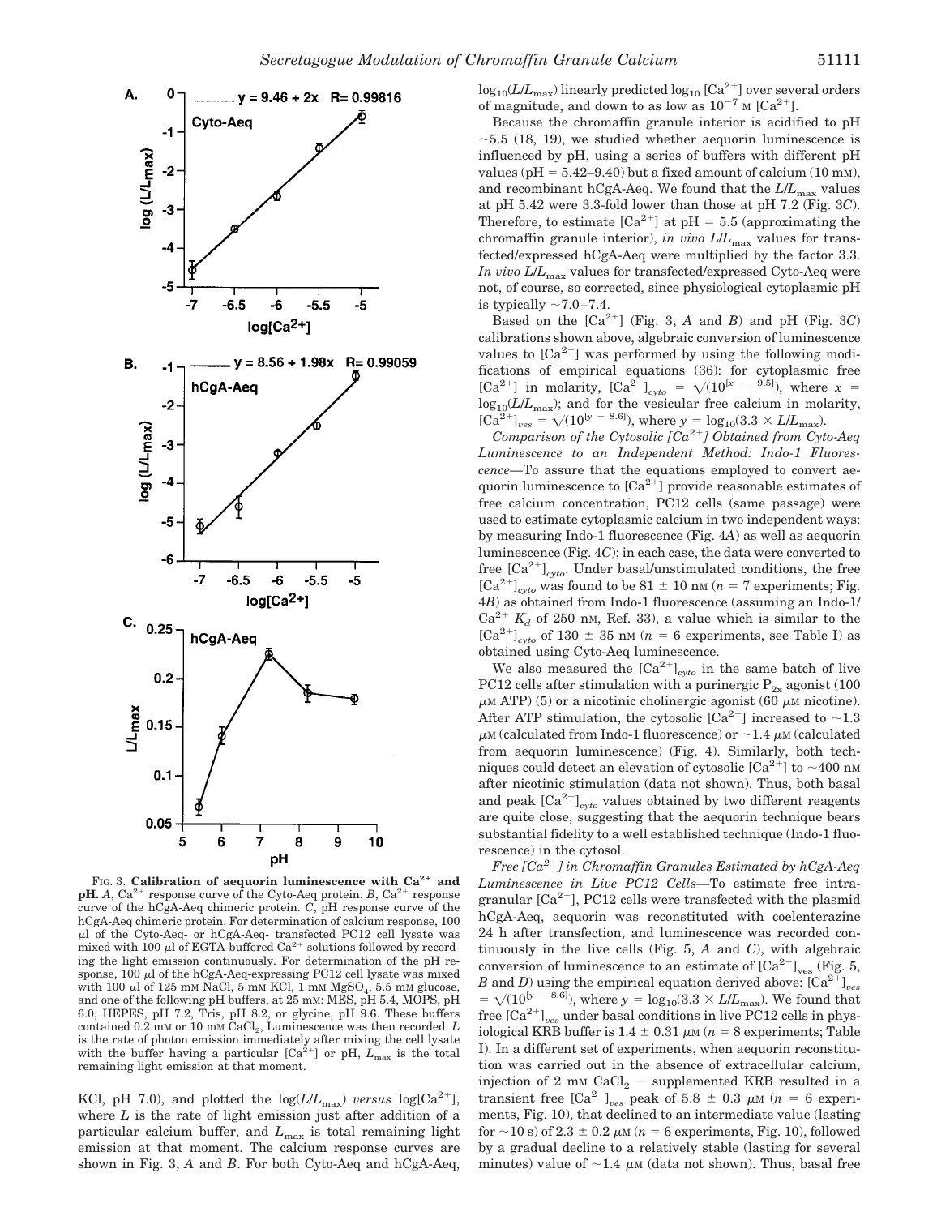FIG. 3. **Calibration of aequorin luminescence with $Ca^{2+}$ and pH.** *A*, $Ca^{2+}$ response curve of the Cyto-Aeq protein. *B*, $Ca^{2+}$ response curve of the hCgA-Aeq chimeric protein. *C*, pH response curve of the hCgA-Aeq chimeric protein. For determination of calcium response, 100 µl of the Cyto-Aeq- or hCgA-Aeq- transfected PC12 cell lysate was mixed with 100 µl of EGTA-buffered $Ca^{2+}$ solutions followed by recording the light emission continuously. For determination of the pH response, 100 µl of the hCgA-Aeq-expressing PC12 cell lysate was mixed with 100 µl of 125 mM NaCl, 5 mM KCl, 1 mM $MgSO_4$, 5.5 mM glucose, and one of the following pH buffers, at 25 mM: MES, pH 5.4, MOPS, pH 6.0, HEPES, pH 7.2, Tris, pH 8.2, or glycine, pH 9.6. These buffers contained 0.2 mM or 10 mM $CaCl_2$. Luminescence was then recorded. *L* is the rate of photon emission immediately after mixing the cell lysate with the buffer having a particular $[Ca^{2+}]$ or pH, $L_{max}$ is the total remaining light emission at that moment.

KCl, pH 7.0), and plotted the $\log(L/L_{max})$ *versus* $\log[Ca^{2+}]$, where *L* is the rate of light emission just after addition of a particular calcium buffer, and $L_{max}$ is total remaining light emission at that moment. The calcium response curves are shown in Fig. 3, *A* and *B*. For both Cyto-Aeq and hCgA-Aeq, $\log_{10}(L/L_{max})$ linearly predicted $\log_{10}[Ca^{2+}]$ over several orders of magnitude, and down to as low as $10^{-7}$ M $[Ca^{2+}]$.

Because the chromaffin granule interior is acidified to pH ~5.5 (18, 19), we studied whether aequorin luminescence is influenced by pH, using a series of buffers with different pH values (pH = 5.42–9.40) but a fixed amount of calcium (10 mM), and recombinant hCgA-Aeq. We found that the $L/L_{max}$ values at pH 5.42 were 3.3-fold lower than those at pH 7.2 (Fig. 3*C*). Therefore, to estimate $[Ca^{2+}]$ at pH = 5.5 (approximating the chromaffin granule interior), *in vivo* $L/L_{max}$ values for transfected/expressed hCgA-Aeq were multiplied by the factor 3.3. *In vivo* $L/L_{max}$ values for transfected/expressed Cyto-Aeq were not, of course, so corrected, since physiological cytoplasmic pH is typically ~7.0–7.4.

Based on the $[Ca^{2+}]$ (Fig. 3, *A* and *B*) and pH (Fig. 3*C*) calibrations shown above, algebraic conversion of luminescence values to $[Ca^{2+}]$ was performed by using the following modifications of empirical equations (36): for cytoplasmic free $[Ca^{2+}]$ in molarity, $[Ca^{2+}]_{cyto} = \sqrt{(10^{[x - 9.5]})}$, where $x = \log_{10}(L/L_{max})$; and for the vesicular free calcium in molarity, $[Ca^{2+}]_{ves} = \sqrt{(10^{[y - 8.6]})}$, where $y = \log_{10}(3.3 \times L/L_{max})$.

*Comparison of the Cytosolic $[Ca^{2+}]$ Obtained from Cyto-Aeq Luminescence to an Independent Method: Indo-1 Fluorescence*—To assure that the equations employed to convert aequorin luminescence to $[Ca^{2+}]$ provide reasonable estimates of free calcium concentration, PC12 cells (same passage) were used to estimate cytoplasmic calcium in two independent ways: by measuring Indo-1 fluorescence (Fig. 4*A*) as well as aequorin luminescence (Fig. 4*C*); in each case, the data were converted to free $[Ca^{2+}]_{cyto}$. Under basal/unstimulated conditions, the free $[Ca^{2+}]_{cyto}$ was found to be 81 ± 10 nM (*n* = 7 experiments; Fig. 4*B*) as obtained from Indo-1 fluorescence (assuming an Indo-1/$Ca^{2+}$ $K_d$ of 250 nM, Ref. 33), a value which is similar to the $[Ca^{2+}]_{cyto}$ of 130 ± 35 nM (*n* = 6 experiments, see Table I) as obtained using Cyto-Aeq luminescence.

We also measured the $[Ca^{2+}]_{cyto}$ in the same batch of live PC12 cells after stimulation with a purinergic $P_{2x}$ agonist (100 µM ATP) (5) or a nicotinic cholinergic agonist (60 µM nicotine). After ATP stimulation, the cytosolic $[Ca^{2+}]$ increased to ~1.3 µM (calculated from Indo-1 fluorescence) or ~1.4 µM (calculated from aequorin luminescence) (Fig. 4). Similarly, both techniques could detect an elevation of cytosolic $[Ca^{2+}]$ to ~400 nM after nicotinic stimulation (data not shown). Thus, both basal and peak $[Ca^{2+}]_{cyto}$ values obtained by two different reagents are quite close, suggesting that the aequorin technique bears substantial fidelity to a well established technique (Indo-1 fluorescence) in the cytosol.

*Free $[Ca^{2+}]$ in Chromaffin Granules Estimated by hCgA-Aeq Luminescence in Live PC12 Cells*—To estimate free intragranular $[Ca^{2+}]$, PC12 cells were transfected with the plasmid hCgA-Aeq, aequorin was reconstituted with coelenterazine 24 h after transfection, and luminescence was recorded continuously in the live cells (Fig. 5, *A* and *C*), with algebraic conversion of luminescence to an estimate of $[Ca^{2+}]_{ves}$ (Fig. 5, *B* and *D*) using the empirical equation derived above: $[Ca^{2+}]_{ves} = \sqrt{(10^{[y - 8.6]})}$, where $y = \log_{10}(3.3 \times L/L_{max})$. We found that free $[Ca^{2+}]_{ves}$ under basal conditions in live PC12 cells in physiological KRB buffer is 1.4 ± 0.31 µM (*n* = 8 experiments; Table I). In a different set of experiments, when aequorin reconstitution was carried out in the absence of extracellular calcium, injection of 2 mM $CaCl_2$ − supplemented KRB resulted in a transient free $[Ca^{2+}]_{ves}$ peak of 5.8 ± 0.3 µM (*n* = 6 experiments, Fig. 10), that declined to an intermediate value (lasting for ~10 s) of 2.3 ± 0.2 µM (*n* = 6 experiments, Fig. 10), followed by a gradual decline to a relatively stable (lasting for several minutes) value of ~1.4 µM (data not shown). Thus, basal free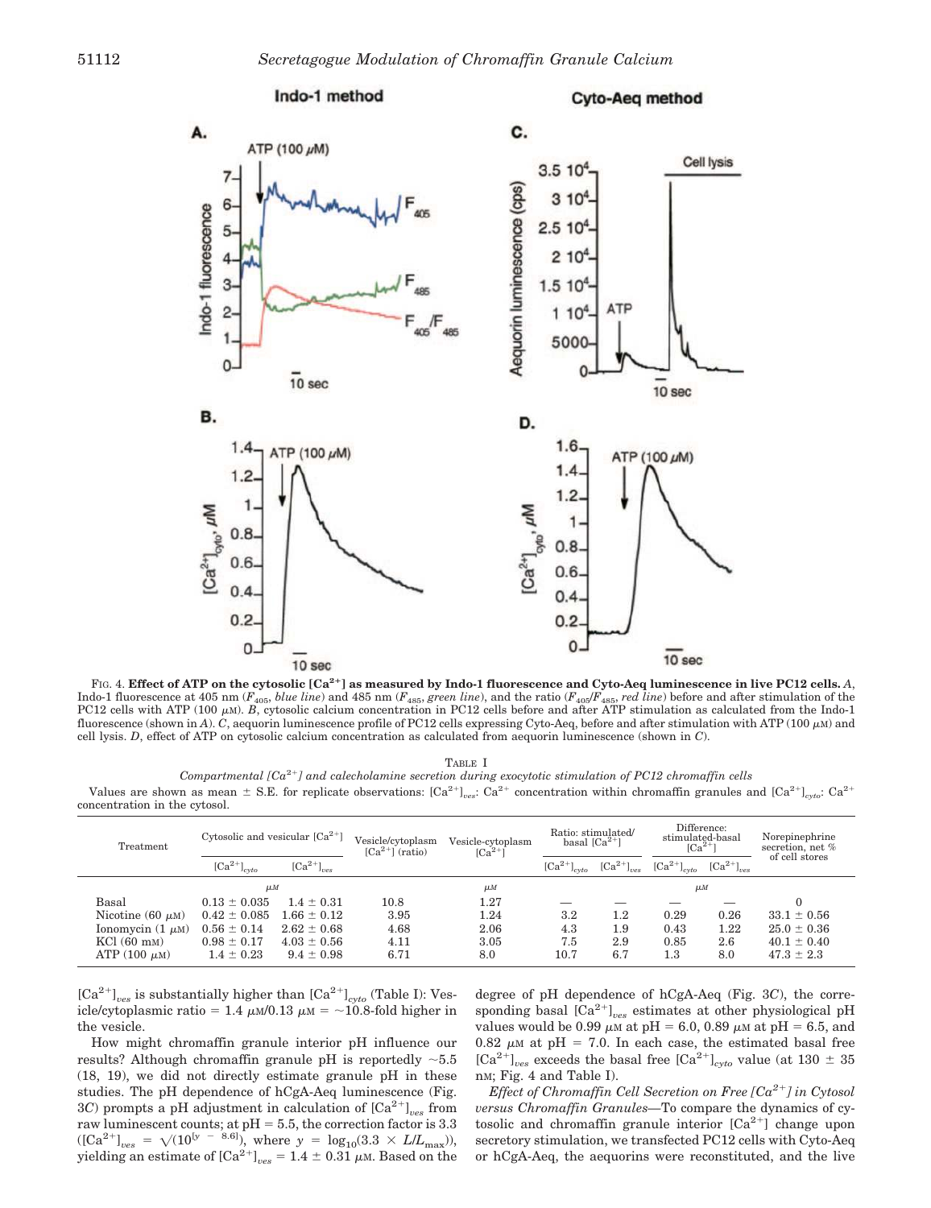Fig. 4. **Effect of ATP on the cytosolic $[Ca^{2+}]$ as measured by Indo-1 fluorescence and Cyto-Aeq luminescence in live PC12 cells.** *A*, Indo-1 fluorescence at 405 nm ($F_{405}$, *blue line*) and 485 nm ($F_{485}$, *green line*), and the ratio ($F_{405}/F_{485}$, *red line*) before and after stimulation of the PC12 cells with ATP (100 μM). *B*, cytosolic calcium concentration in PC12 cells before and after ATP stimulation as calculated from the Indo-1 fluorescence (shown in *A*). *C*, aequorin luminescence profile of PC12 cells expressing Cyto-Aeq, before and after stimulation with ATP (100 μM) and cell lysis. *D*, effect of ATP on cytosolic calcium concentration as calculated from aequorin luminescence (shown in *C*).

Table I

*Compartmental $[Ca^{2+}]$ and calecholamine secretion during exocytotic stimulation of PC12 chromaffin cells*

Values are shown as mean ± S.E. for replicate observations: $[Ca^{2+}]_{ves}$: $Ca^{2+}$ concentration within chromaffin granules and $[Ca^{2+}]_{cyto}$: $Ca^{2+}$ concentration in the cytosol.

| Treatment | Cytosolic and vesicular $[Ca^{2+}]$ | | Vesicle/cytoplasm $[Ca^{2+}]$ (ratio) | Vesicle-cytoplasm $[Ca^{2+}]$ | Ratio: stimulated/basal $[Ca^{2+}]$ | | Difference: stimulated-basal $[Ca^{2+}]$ | | Norepinephrine secretion, net % of cell stores |
|---|---|---|---|---|---|---|---|---|---|
| | $[Ca^{2+}]_{cyto}$ | $[Ca^{2+}]_{ves}$ | | | $[Ca^{2+}]_{cyto}$ | $[Ca^{2+}]_{ves}$ | $[Ca^{2+}]_{cyto}$ | $[Ca^{2+}]_{ves}$ | |
| | μM | | | μM | | | μM | | |
| Basal | 0.13 ± 0.035 | 1.4 ± 0.31 | 10.8 | 1.27 | — | — | — | — | 0 |
| Nicotine (60 μM) | 0.42 ± 0.085 | 1.66 ± 0.12 | 3.95 | 1.24 | 3.2 | 1.2 | 0.29 | 0.26 | 33.1 ± 0.56 |
| Ionomycin (1 μM) | 0.56 ± 0.14 | 2.62 ± 0.68 | 4.68 | 2.06 | 4.3 | 1.9 | 0.43 | 1.22 | 25.0 ± 0.36 |
| KCl (60 mM) | 0.98 ± 0.17 | 4.03 ± 0.56 | 4.11 | 3.05 | 7.5 | 2.9 | 0.85 | 2.6 | 40.1 ± 0.40 |
| ATP (100 μM) | 1.4 ± 0.23 | 9.4 ± 0.98 | 6.71 | 8.0 | 10.7 | 6.7 | 1.3 | 8.0 | 47.3 ± 2.3 |

$[Ca^{2+}]_{ves}$ is substantially higher than $[Ca^{2+}]_{cyto}$ (Table I): Vesicle/cytoplasmic ratio = 1.4 μM/0.13 μM = ~10.8-fold higher in the vesicle.

How might chromaffin granule interior pH influence our results? Although chromaffin granule pH is reportedly ~5.5 (18, 19), we did not directly estimate granule pH in these studies. The pH dependence of hCgA-Aeq luminescence (Fig. 3*C*) prompts a pH adjustment in calculation of $[Ca^{2+}]_{ves}$ from raw luminescent counts; at pH = 5.5, the correction factor is 3.3 ($[Ca^{2+}]_{ves} = \sqrt{(10^{[y - 8.6]})}$, where $y = \log_{10}(3.3 \times L/L_{max})$), yielding an estimate of $[Ca^{2+}]_{ves}$ = 1.4 ± 0.31 μM. Based on the degree of pH dependence of hCgA-Aeq (Fig. 3*C*), the corresponding basal $[Ca^{2+}]_{ves}$ estimates at other physiological pH values would be 0.99 μM at pH = 6.0, 0.89 μM at pH = 6.5, and 0.82 μM at pH = 7.0. In each case, the estimated basal free $[Ca^{2+}]_{ves}$ exceeds the basal free $[Ca^{2+}]_{cyto}$ value (at 130 ± 35 nM; Fig. 4 and Table I).

*Effect of Chromaffin Cell Secretion on Free $[Ca^{2+}]$ in Cytosol versus Chromaffin Granules*—To compare the dynamics of cytosolic and chromaffin granule interior $[Ca^{2+}]$ change upon secretory stimulation, we transfected PC12 cells with Cyto-Aeq or hCgA-Aeq, the aequorins were reconstituted, and the live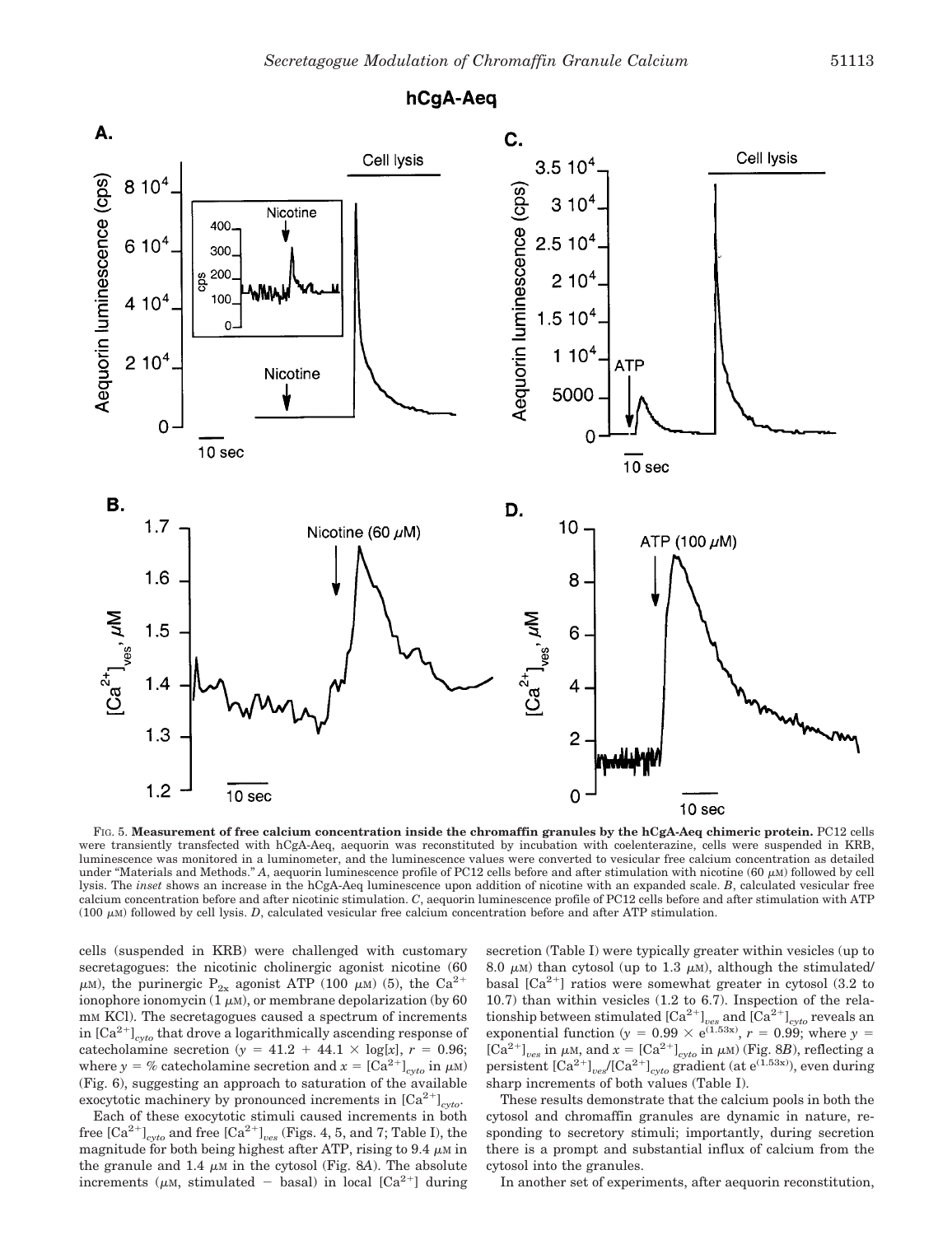FIG. 5. **Measurement of free calcium concentration inside the chromaffin granules by the hCgA-Aeq chimeric protein.** PC12 cells were transiently transfected with hCgA-Aeq, aequorin was reconstituted by incubation with coelenterazine, cells were suspended in KRB, luminescence was monitored in a luminometer, and the luminescence values were converted to vesicular free calcium concentration as detailed under "Materials and Methods." *A*, aequorin luminescence profile of PC12 cells before and after stimulation with nicotine (60 μM) followed by cell lysis. The *inset* shows an increase in the hCgA-Aeq luminescence upon addition of nicotine with an expanded scale. *B*, calculated vesicular free calcium concentration before and after nicotinic stimulation. *C*, aequorin luminescence profile of PC12 cells before and after stimulation with ATP (100 μM) followed by cell lysis. *D*, calculated vesicular free calcium concentration before and after ATP stimulation.

cells (suspended in KRB) were challenged with customary secretagogues: the nicotinic cholinergic agonist nicotine (60 μM), the purinergic $P_{2x}$ agonist ATP (100 μM) (5), the $Ca^{2+}$ ionophore ionomycin (1 μM), or membrane depolarization (by 60 mM KCl). The secretagogues caused a spectrum of increments in $[Ca^{2+}]_{cyto}$ that drove a logarithmically ascending response of catecholamine secretion ($y = 41.2 + 44.1 \times \log[x]$, $r = 0.96$; where $y$ = % catecholamine secretion and $x = [Ca^{2+}]_{cyto}$ in μM) (Fig. 6), suggesting an approach to saturation of the available exocytotic machinery by pronounced increments in $[Ca^{2+}]_{cyto}$.

Each of these exocytotic stimuli caused increments in both free $[Ca^{2+}]_{cyto}$ and free $[Ca^{2+}]_{ves}$ (Figs. 4, 5, and 7; Table I), the magnitude for both being highest after ATP, rising to 9.4 μM in the granule and 1.4 μM in the cytosol (Fig. 8*A*). The absolute increments (μM, stimulated − basal) in local $[Ca^{2+}]$ during secretion (Table I) were typically greater within vesicles (up to 8.0 μM) than cytosol (up to 1.3 μM), although the stimulated/basal $[Ca^{2+}]$ ratios were somewhat greater in cytosol (3.2 to 10.7) than within vesicles (1.2 to 6.7). Inspection of the relationship between stimulated $[Ca^{2+}]_{ves}$ and $[Ca^{2+}]_{cyto}$ reveals an exponential function ($y = 0.99 \times e^{(1.53x)}$, $r = 0.99$; where $y = [Ca^{2+}]_{ves}$ in μM, and $x = [Ca^{2+}]_{cyto}$ in μM) (Fig. 8*B*), reflecting a persistent $[Ca^{2+}]_{ves}/[Ca^{2+}]_{cyto}$ gradient (at $e^{(1.53x)}$), even during sharp increments of both values (Table I).

These results demonstrate that the calcium pools in both the cytosol and chromaffin granules are dynamic in nature, responding to secretory stimuli; importantly, during secretion there is a prompt and substantial influx of calcium from the cytosol into the granules.

In another set of experiments, after aequorin reconstitution,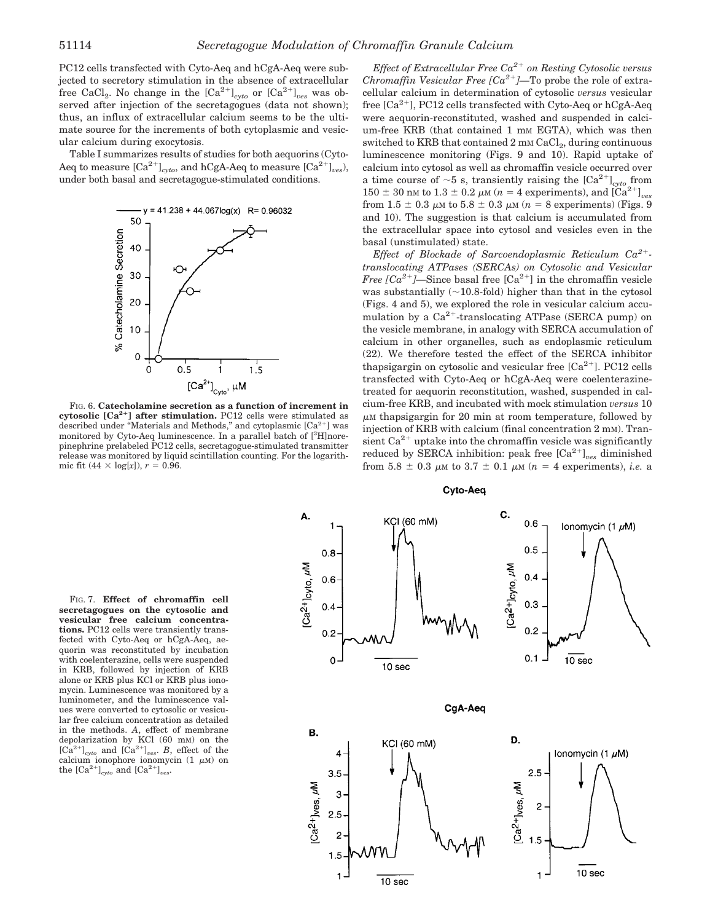PC12 cells transfected with Cyto-Aeq and hCgA-Aeq were subjected to secretory stimulation in the absence of extracellular free $CaCl_2$. No change in the $[Ca^{2+}]_{cyto}$ or $[Ca^{2+}]_{ves}$ was observed after injection of the secretagogues (data not shown); thus, an influx of extracellular calcium seems to be the ultimate source for the increments of both cytoplasmic and vesicular calcium during exocytosis.

Table I summarizes results of studies for both aequorins (Cyto-Aeq to measure $[Ca^{2+}]_{cyto}$, and hCgA-Aeq to measure $[Ca^{2+}]_{ves}$), under both basal and secretagogue-stimulated conditions.

FIG. 6. **Catecholamine secretion as a function of increment in cytosolic $[Ca^{2+}]$ after stimulation.** PC12 cells were stimulated as described under "Materials and Methods," and cytoplasmic $[Ca^{2+}]$ was monitored by Cyto-Aeq luminescence. In a parallel batch of [$^3$H]norepinephrine prelabeled PC12 cells, secretagogue-stimulated transmitter release was monitored by liquid scintillation counting. For the logarithmic fit ($44 \times \log[x]$), $r = 0.96$.

*Effect of Extracellular Free $Ca^{2+}$ on Resting Cytosolic versus Chromaffin Vesicular Free $[Ca^{2+}]$*—To probe the role of extracellular calcium in determination of cytosolic *versus* vesicular free $[Ca^{2+}]$, PC12 cells transfected with Cyto-Aeq or hCgA-Aeq were aequorin-reconstituted, washed and suspended in calcium-free KRB (that contained 1 mM EGTA), which was then switched to KRB that contained 2 mM $CaCl_2$, during continuous luminescence monitoring (Figs. 9 and 10). Rapid uptake of calcium into cytosol as well as chromaffin vesicle occurred over a time course of ~5 s, transiently raising the $[Ca^{2+}]_{cyto}$ from 150 ± 30 nM to 1.3 ± 0.2 μM ($n$ = 4 experiments), and $[Ca^{2+}]_{ves}$ from 1.5 ± 0.3 μM to 5.8 ± 0.3 μM ($n$ = 8 experiments) (Figs. 9 and 10). The suggestion is that calcium is accumulated from the extracellular space into cytosol and vesicles even in the basal (unstimulated) state.

*Effect of Blockade of Sarcoendoplasmic Reticulum $Ca^{2+}$-translocating ATPases (SERCAs) on Cytosolic and Vesicular Free $[Ca^{2+}]$*—Since basal free $[Ca^{2+}]$ in the chromaffin vesicle was substantially (~10.8-fold) higher than that in the cytosol (Figs. 4 and 5), we explored the role in vesicular calcium accumulation by a $Ca^{2+}$-translocating ATPase (SERCA pump) on the vesicle membrane, in analogy with SERCA accumulation of calcium in other organelles, such as endoplasmic reticulum (22). We therefore tested the effect of the SERCA inhibitor thapsigargin on cytosolic and vesicular free $[Ca^{2+}]$. PC12 cells transfected with Cyto-Aeq or hCgA-Aeq were coelenterazine-treated for aequorin reconstitution, washed, suspended in calcium-free KRB, and incubated with mock stimulation *versus* 10 μM thapsigargin for 20 min at room temperature, followed by injection of KRB with calcium (final concentration 2 mM). Transient $Ca^{2+}$ uptake into the chromaffin vesicle was significantly reduced by SERCA inhibition: peak free $[Ca^{2+}]_{ves}$ diminished from 5.8 ± 0.3 μM to 3.7 ± 0.1 μM ($n$ = 4 experiments), *i.e.* a

FIG. 7. **Effect of chromaffin cell secretagogues on the cytosolic and vesicular free calcium concentrations.** PC12 cells were transiently transfected with Cyto-Aeq or hCgA-Aeq, aequorin was reconstituted by incubation with coelenterazine, cells were suspended in KRB, followed by injection of KRB alone or KRB plus KCl or KRB plus ionomycin. Luminescence was monitored by a luminometer, and the luminescence values were converted to cytosolic or vesicular free calcium concentration as detailed in the methods. *A*, effect of membrane depolarization by KCl (60 mM) on the $[Ca^{2+}]_{cyto}$ and $[Ca^{2+}]_{ves}$. *B*, effect of the calcium ionophore ionomycin (1 μM) on the $[Ca^{2+}]_{cyto}$ and $[Ca^{2+}]_{ves}$.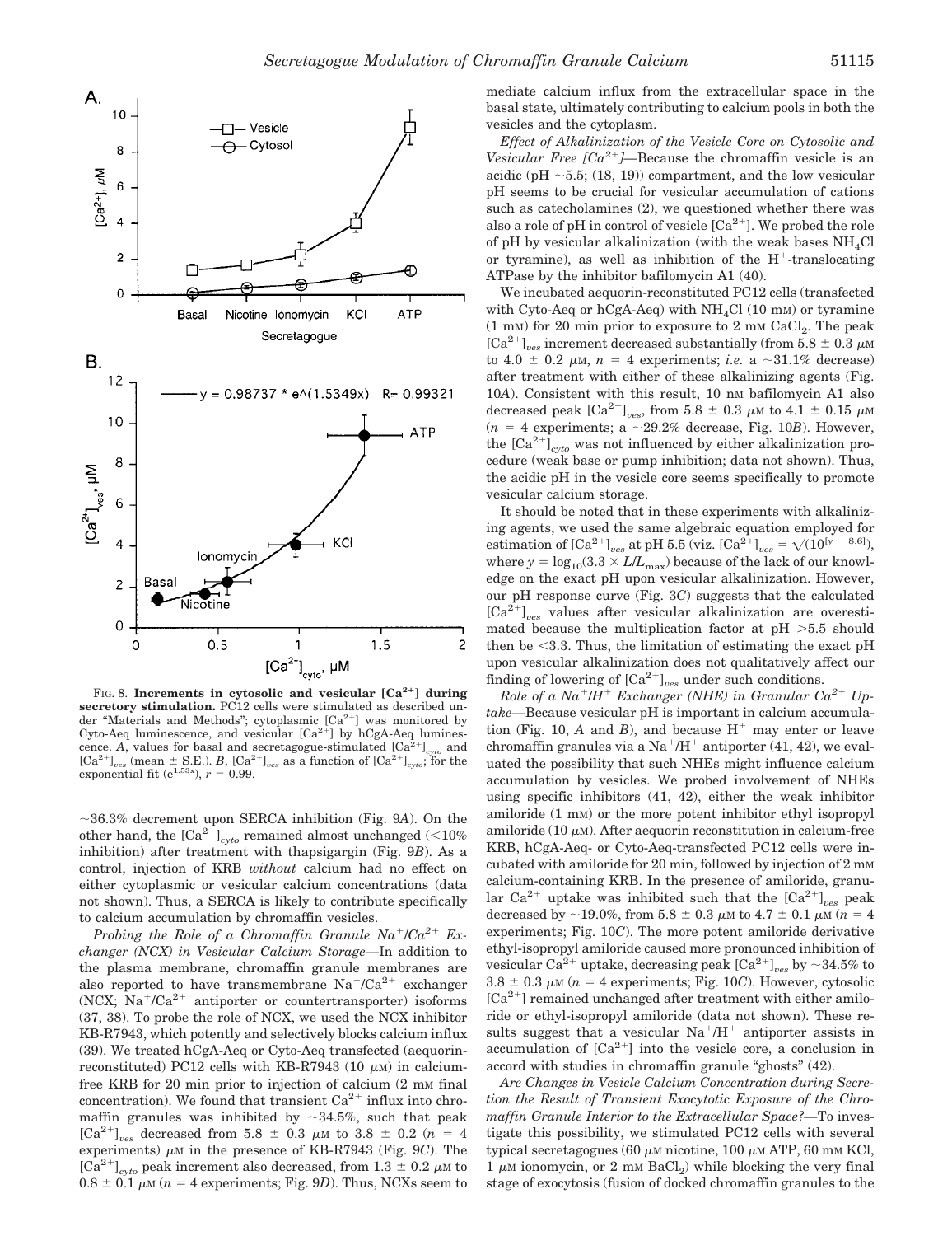FIG. 8. **Increments in cytosolic and vesicular $[Ca^{2+}]$ during secretory stimulation.** PC12 cells were stimulated as described under "Materials and Methods"; cytoplasmic $[Ca^{2+}]$ was monitored by Cyto-Aeq luminescence, and vesicular $[Ca^{2+}]$ by hCgA-Aeq luminescence. *A*, values for basal and secretagogue-stimulated $[Ca^{2+}]_{cyto}$ and $[Ca^{2+}]_{ves}$ (mean ± S.E.). *B*, $[Ca^{2+}]_{ves}$ as a function of $[Ca^{2+}]_{cyto}$; for the exponential fit ($e^{1.53x}$), $r = 0.99$.

~36.3% decrement upon SERCA inhibition (Fig. 9*A*). On the other hand, the $[Ca^{2+}]_{cyto}$ remained almost unchanged (<10% inhibition) after treatment with thapsigargin (Fig. 9*B*). As a control, injection of KRB *without* calcium had no effect on either cytoplasmic or vesicular calcium concentrations (data not shown). Thus, a SERCA is likely to contribute specifically to calcium accumulation by chromaffin vesicles.

*Probing the Role of a Chromaffin Granule $Na^+/Ca^{2+}$ Exchanger (NCX) in Vesicular Calcium Storage*—In addition to the plasma membrane, chromaffin granule membranes are also reported to have transmembrane $Na^+/Ca^{2+}$ exchanger (NCX; $Na^+/Ca^{2+}$ antiporter or countertransporter) isoforms (37, 38). To probe the role of NCX, we used the NCX inhibitor KB-R7943, which potently and selectively blocks calcium influx (39). We treated hCgA-Aeq or Cyto-Aeq transfected (aequorin-reconstituted) PC12 cells with KB-R7943 (10 μM) in calcium-free KRB for 20 min prior to injection of calcium (2 mM final concentration). We found that transient $Ca^{2+}$ influx into chromaffin granules was inhibited by ~34.5%, such that peak $[Ca^{2+}]_{ves}$ decreased from 5.8 ± 0.3 μM to 3.8 ± 0.2 ($n$ = 4 experiments) μM in the presence of KB-R7943 (Fig. 9*C*). The $[Ca^{2+}]_{cyto}$ peak increment also decreased, from 1.3 ± 0.2 μM to 0.8 ± 0.1 μM ($n$ = 4 experiments; Fig. 9*D*). Thus, NCXs seem to mediate calcium influx from the extracellular space in the basal state, ultimately contributing to calcium pools in both the vesicles and the cytoplasm.

*Effect of Alkalinization of the Vesicle Core on Cytosolic and Vesicular Free $[Ca^{2+}]$*—Because the chromaffin vesicle is an acidic (pH ~5.5; (18, 19)) compartment, and the low vesicular pH seems to be crucial for vesicular accumulation of cations such as catecholamines (2), we questioned whether there was also a role of pH in control of vesicle $[Ca^{2+}]$. We probed the role of pH by vesicular alkalinization (with the weak bases $NH_4Cl$ or tyramine), as well as inhibition of the $H^+$-translocating ATPase by the inhibitor bafilomycin A1 (40).

We incubated aequorin-reconstituted PC12 cells (transfected with Cyto-Aeq or hCgA-Aeq) with $NH_4Cl$ (10 mM) or tyramine (1 mM) for 20 min prior to exposure to 2 mM $CaCl_2$. The peak $[Ca^{2+}]_{ves}$ increment decreased substantially (from 5.8 ± 0.3 μM to 4.0 ± 0.2 μM, $n$ = 4 experiments; *i.e.* a ~31.1% decrease) after treatment with either of these alkalinizing agents (Fig. 10*A*). Consistent with this result, 10 nM bafilomycin A1 also decreased peak $[Ca^{2+}]_{ves}$, from 5.8 ± 0.3 μM to 4.1 ± 0.15 μM ($n$ = 4 experiments; a ~29.2% decrease, Fig. 10*B*). However, the $[Ca^{2+}]_{cyto}$ was not influenced by either alkalinization procedure (weak base or pump inhibition; data not shown). Thus, the acidic pH in the vesicle core seems specifically to promote vesicular calcium storage.

It should be noted that in these experiments with alkalinizing agents, we used the same algebraic equation employed for estimation of $[Ca^{2+}]_{ves}$ at pH 5.5 (viz. $[Ca^{2+}]_{ves} = \sqrt{(10^{[y-8.6]})}$, where $y = \log_{10}(3.3 \times L/L_{max})$ because of the lack of our knowledge on the exact pH upon vesicular alkalinization. However, our pH response curve (Fig. 3*C*) suggests that the calculated $[Ca^{2+}]_{ves}$ values after vesicular alkalinization are overestimated because the multiplication factor at pH >5.5 should then be <3.3. Thus, the limitation of estimating the exact pH upon vesicular alkalinization does not qualitatively affect our finding of lowering of $[Ca^{2+}]_{ves}$ under such conditions.

*Role of a $Na^+/H^+$ Exchanger (NHE) in Granular $Ca^{2+}$ Uptake*—Because vesicular pH is important in calcium accumulation (Fig. 10, *A* and *B*), and because $H^+$ may enter or leave chromaffin granules via a $Na^+/H^+$ antiporter (41, 42), we evaluated the possibility that such NHEs might influence calcium accumulation by vesicles. We probed involvement of NHEs using specific inhibitors (41, 42), either the weak inhibitor amiloride (1 mM) or the more potent inhibitor ethyl isopropyl amiloride (10 μM). After aequorin reconstitution in calcium-free KRB, hCgA-Aeq- or Cyto-Aeq-transfected PC12 cells were incubated with amiloride for 20 min, followed by injection of 2 mM calcium-containing KRB. In the presence of amiloride, granular $Ca^{2+}$ uptake was inhibited such that the $[Ca^{2+}]_{ves}$ peak decreased by ~19.0%, from 5.8 ± 0.3 μM to 4.7 ± 0.1 μM ($n$ = 4 experiments; Fig. 10*C*). The more potent amiloride derivative ethyl-isopropyl amiloride caused more pronounced inhibition of vesicular $Ca^{2+}$ uptake, decreasing peak $[Ca^{2+}]_{ves}$ by ~34.5% to 3.8 ± 0.3 μM ($n$ = 4 experiments; Fig. 10*C*). However, cytosolic $[Ca^{2+}]$ remained unchanged after treatment with either amiloride or ethyl-isopropyl amiloride (data not shown). These results suggest that a vesicular $Na^+/H^+$ antiporter assists in accumulation of $[Ca^{2+}]$ into the vesicle core, a conclusion in accord with studies in chromaffin granule "ghosts" (42).

*Are Changes in Vesicle Calcium Concentration during Secretion the Result of Transient Exocytotic Exposure of the Chromaffin Granule Interior to the Extracellular Space?*—To investigate this possibility, we stimulated PC12 cells with several typical secretagogues (60 μM nicotine, 100 μM ATP, 60 mM KCl, 1 μM ionomycin, or 2 mM $BaCl_2$) while blocking the very final stage of exocytosis (fusion of docked chromaffin granules to the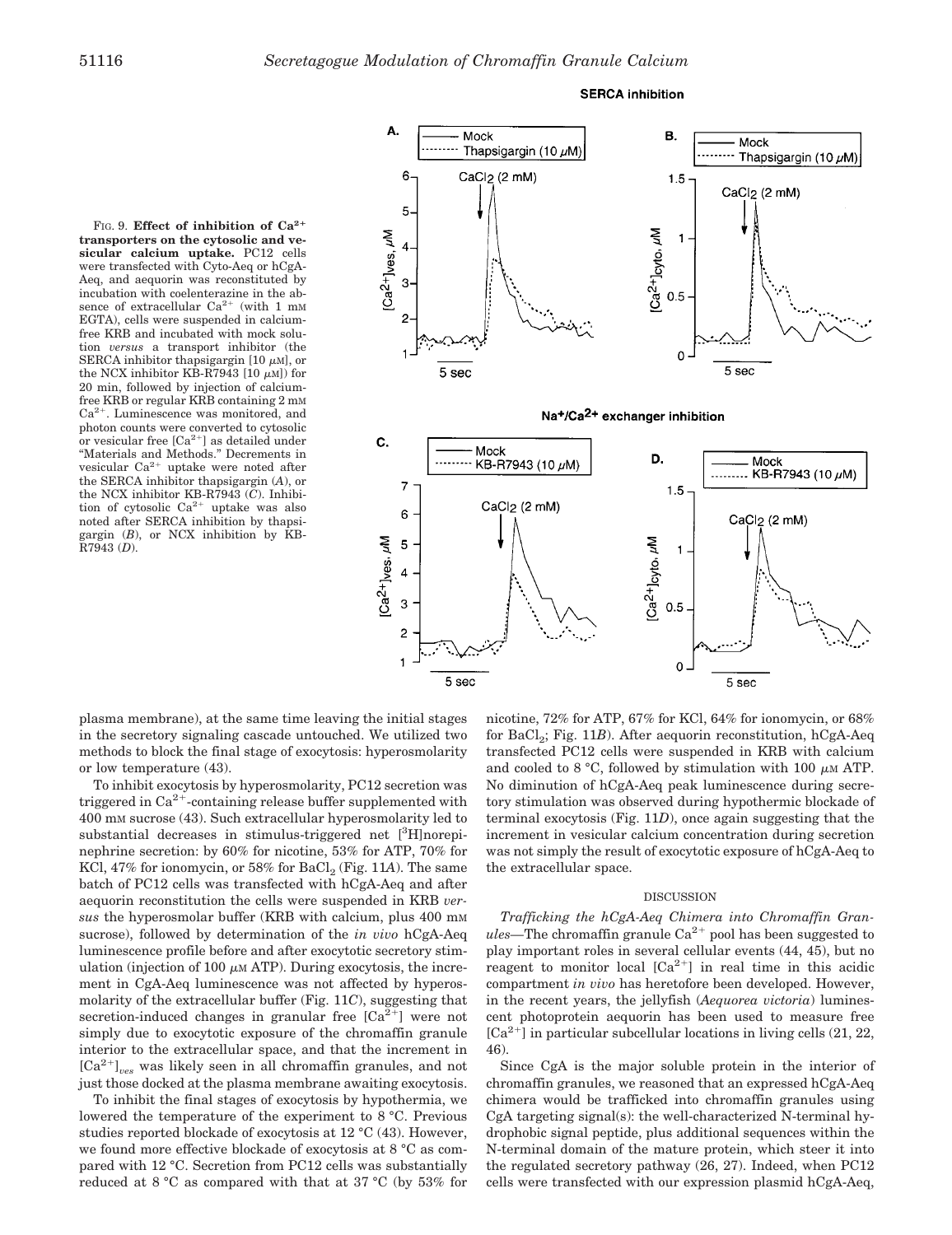FIG. 9. **Effect of inhibition of $Ca^{2+}$ transporters on the cytosolic and vesicular calcium uptake.** PC12 cells were transfected with Cyto-Aeq or hCgA-Aeq, and aequorin was reconstituted by incubation with coelenterazine in the absence of extracellular $Ca^{2+}$ (with 1 mM EGTA), cells were suspended in calcium-free KRB and incubated with mock solution *versus* a transport inhibitor (the SERCA inhibitor thapsigargin [10 μM], or the NCX inhibitor KB-R7943 [10 μM]) for 20 min, followed by injection of calcium-free KRB or regular KRB containing 2 mM $Ca^{2+}$. Luminescence was monitored, and photon counts were converted to cytosolic or vesicular free $[Ca^{2+}]$ as detailed under "Materials and Methods." Decrements in vesicular $Ca^{2+}$ uptake were noted after the SERCA inhibitor thapsigargin (*A*), or the NCX inhibitor KB-R7943 (*C*). Inhibition of cytosolic $Ca^{2+}$ uptake was also noted after SERCA inhibition by thapsigargin (*B*), or NCX inhibition by KB-R7943 (*D*).

plasma membrane), at the same time leaving the initial stages in the secretory signaling cascade untouched. We utilized two methods to block the final stage of exocytosis: hyperosmolarity or low temperature (43).

To inhibit exocytosis by hyperosmolarity, PC12 secretion was triggered in $Ca^{2+}$-containing release buffer supplemented with 400 mM sucrose (43). Such extracellular hyperosmolarity led to substantial decreases in stimulus-triggered net [$^3$H]norepinephrine secretion: by 60% for nicotine, 53% for ATP, 70% for KCl, 47% for ionomycin, or 58% for $BaCl_2$ (Fig. 11*A*). The same batch of PC12 cells was transfected with hCgA-Aeq and after aequorin reconstitution the cells were suspended in KRB *versus* the hyperosmolar buffer (KRB with calcium, plus 400 mM sucrose), followed by determination of the *in vivo* hCgA-Aeq luminescence profile before and after exocytotic secretory stimulation (injection of 100 μM ATP). During exocytosis, the increment in CgA-Aeq luminescence was not affected by hyperosmolarity of the extracellular buffer (Fig. 11*C*), suggesting that secretion-induced changes in granular free $[Ca^{2+}]$ were not simply due to exocytotic exposure of the chromaffin granule interior to the extracellular space, and that the increment in $[Ca^{2+}]_{ves}$ was likely seen in all chromaffin granules, and not just those docked at the plasma membrane awaiting exocytosis.

To inhibit the final stages of exocytosis by hypothermia, we lowered the temperature of the experiment to 8 °C. Previous studies reported blockade of exocytosis at 12 °C (43). However, we found more effective blockade of exocytosis at 8 °C as compared with 12 °C. Secretion from PC12 cells was substantially reduced at 8 °C as compared with that at 37 °C (by 53% for nicotine, 72% for ATP, 67% for KCl, 64% for ionomycin, or 68% for $BaCl_2$; Fig. 11*B*). After aequorin reconstitution, hCgA-Aeq transfected PC12 cells were suspended in KRB with calcium and cooled to 8 °C, followed by stimulation with 100 μM ATP. No diminution of hCgA-Aeq peak luminescence during secretory stimulation was observed during hypothermic blockade of terminal exocytosis (Fig. 11*D*), once again suggesting that the increment in vesicular calcium concentration during secretion was not simply the result of exocytotic exposure of hCgA-Aeq to the extracellular space.

## DISCUSSION

*Trafficking the hCgA-Aeq Chimera into Chromaffin Granules*—The chromaffin granule $Ca^{2+}$ pool has been suggested to play important roles in several cellular events (44, 45), but no reagent to monitor local $[Ca^{2+}]$ in real time in this acidic compartment *in vivo* has heretofore been developed. However, in the recent years, the jellyfish (*Aequorea victoria*) luminescent photoprotein aequorin has been used to measure free $[Ca^{2+}]$ in particular subcellular locations in living cells (21, 22, 46).

Since CgA is the major soluble protein in the interior of chromaffin granules, we reasoned that an expressed hCgA-Aeq chimera would be trafficked into chromaffin granules using CgA targeting signal(s): the well-characterized N-terminal hydrophobic signal peptide, plus additional sequences within the N-terminal domain of the mature protein, which steer it into the regulated secretory pathway (26, 27). Indeed, when PC12 cells were transfected with our expression plasmid hCgA-Aeq,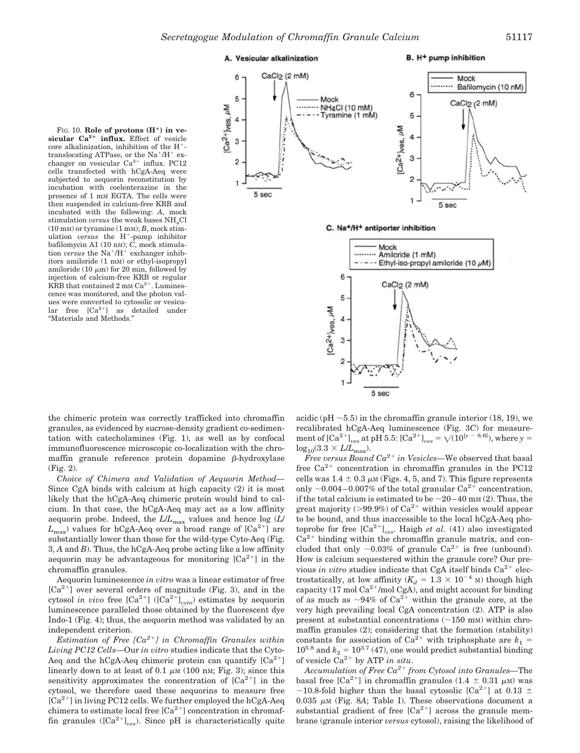FIG. 10. **Role of protons ($H^+$) in vesicular $Ca^{2+}$ influx.** Effect of vesicle core alkalinization, inhibition of the $H^+$-translocating ATPase, or the $Na^+/H^+$ exchanger on vesicular $Ca^{2+}$ influx. PC12 cells transfected with hCgA-Aeq were subjected to aequorin reconstitution by incubation with coelenterazine in the presence of 1 mM EGTA. The cells were then suspended in calcium-free KRB and incubated with the following: *A*, mock stimulation *versus* the weak bases $NH_4Cl$ (10 mM) or tyramine (1 mM); *B*, mock stimulation *versus* the $H^+$-pump inhibitor bafilomycin A1 (10 nM); *C*, mock stimulation *versus* the $Na^+/H^+$ exchanger inhibitors amiloride (1 mM) or ethyl-isopropyl amiloride (10 μm) for 20 min, followed by injection of calcium-free KRB or regular KRB that contained 2 mM $Ca^{2+}$. Luminescence was monitored, and the photon values were converted to cytosolic or vesicular free $[Ca^{2+}]$ as detailed under "Materials and Methods."

the chimeric protein was correctly trafficked into chromaffin granules, as evidenced by sucrose-density gradient co-sedimentation with catecholamines (Fig. 1), as well as by confocal immunofluorescence microscopic co-localization with the chromaffin granule reference protein dopamine β-hydroxylase (Fig. 2).

*Choice of Chimera and Validation of Aequorin Method*—Since CgA binds with calcium at high capacity (2) it is most likely that the hCgA-Aeq chimeric protein would bind to calcium. In that case, the hCgA-Aeq may act as a low affinity aequorin probe. Indeed, the $L/L_{max}$ values and hence log ($L/L_{max}$) values for hCgA-Aeq over a broad range of $[Ca^{2+}]$ are substantially lower than those for the wild-type Cyto-Aeq (Fig. 3, *A* and *B*). Thus, the hCgA-Aeq probe acting like a low affinity aequorin may be advantageous for monitoring $[Ca^{2+}]$ in the chromaffin granules.

Aequorin luminescence *in vitro* was a linear estimator of free $[Ca^{2+}]$ over several orders of magnitude (Fig. 3), and in the cytosol *in vivo* free $[Ca^{2+}]$ ($[Ca^{2+}]_{cyto}$) estimates by aequorin luminescence paralleled those obtained by the fluorescent dye Indo-1 (Fig. 4); thus, the aequorin method was validated by an independent criterion.

*Estimation of Free $[Ca^{2+}]$ in Chromaffin Granules within Living PC12 Cells*—Our *in vitro* studies indicate that the Cyto-Aeq and the hCgA-Aeq chimeric protein can quantify $[Ca^{2+}]$ linearly down to at least of 0.1 μM (100 nM; Fig. 3); since this sensitivity approximates the concentration of $[Ca^{2+}]$ in the cytosol, we therefore used these aequorins to measure free $[Ca^{2+}]$ in living PC12 cells. We further employed the hCgA-Aeq chimera to estimate local free $[Ca^{2+}]$ concentration in chromaffin granules ($[Ca^{2+}]_{ves}$). Since pH is characteristically quite acidic (pH ~5.5) in the chromaffin granule interior (18, 19), we recalibrated hCgA-Aeq luminescence (Fig. 3*C*) for measurement of $[Ca^{2+}]_{ves}$ at pH 5.5: $[Ca^{2+}]_{ves} = \sqrt{(10^{[y-8.6]})}$, where $y = \log_{10}(3.3 \times L/L_{max})$.

*Free versus Bound $Ca^{2+}$ in Vesicles*—We observed that basal free $Ca^{2+}$ concentration in chromaffin granules in the PC12 cells was 1.4 ± 0.3 μM (Figs. 4, 5, and 7). This figure represents only ~0.004–0.007% of the total granular $Ca^{2+}$ concentration, if the total calcium is estimated to be ~20–40 mM (2). Thus, the great majority (>99.9%) of $Ca^{2+}$ within vesicles would appear to be bound, and thus inaccessible to the local hCgA-Aeq photoprobe for free $[Ca^{2+}]_{ves}$. Haigh *et al.* (41) also investigated $Ca^{2+}$ binding within the chromaffin granule matrix, and concluded that only ~0.03% of granule $Ca^{2+}$ is free (unbound). How is calcium sequestered within the granule core? Our previous *in vitro* studies indicate that CgA itself binds $Ca^{2+}$ electrostatically, at low affinity ($K_d = 1.3 \times 10^{-4}$ M) though high capacity (17 mol $Ca^{2+}$/mol CgA), and might account for binding of as much as ~94% of $Ca^{2+}$ within the granule core, at the very high prevailing local CgA concentration (2). ATP is also present at substantial concentrations (~150 mM) within chromaffin granules (2); considering that the formation (stability) constants for association of $Ca^{2+}$ with triphosphate are $k_1 = 10^{5.8}$ and $k_2 = 10^{3.7}$ (47), one would predict substantial binding of vesicle $Ca^{2+}$ by ATP *in situ*.

*Accumulation of Free $Ca^{2+}$ from Cytosol into Granules*—The basal free $[Ca^{2+}]$ in chromaffin granules (1.4 ± 0.31 μM) was ~10.8-fold higher than the basal cytosolic $[Ca^{2+}]$ at 0.13 ± 0.035 μM (Fig. 8*A*; Table I). These observations document a substantial gradient of free $[Ca^{2+}]$ across the granule membrane (granule interior *versus* cytosol), raising the likelihood of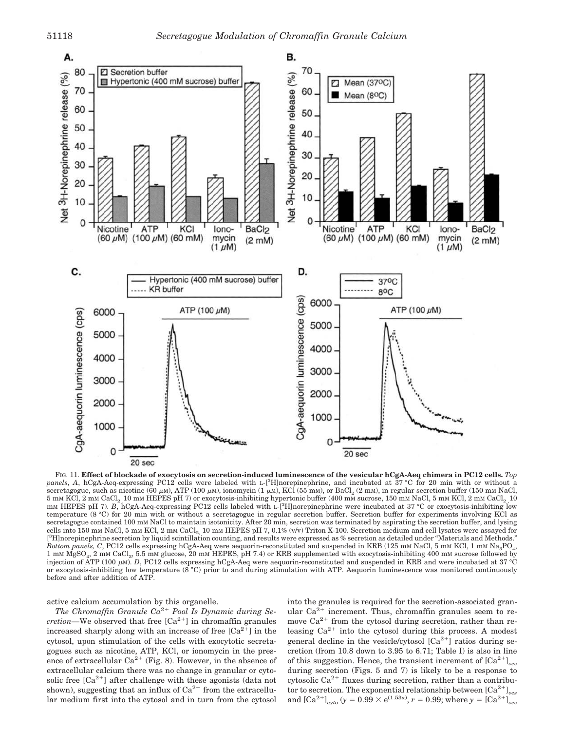FIG. 11. **Effect of blockade of exocytosis on secretion-induced luminescence of the vesicular hCgA-Aeq chimera in PC12 cells.** *Top panels*, *A*, hCgA-Aeq-expressing PC12 cells were labeled with L-[$^3$H]norepinephrine, and incubated at 37 °C for 20 min with or without a secretagogue, such as nicotine (60 $\mu$M), ATP (100 $\mu$M), ionomycin (1 $\mu$M), KCl (55 mM), or $BaCl_2$ (2 mM), in regular secretion buffer (150 mM NaCl, 5 mM KCl, 2 mM $CaCl_2$, 10 mM HEPES pH 7) or exocytosis-inhibiting hypertonic buffer (400 mM sucrose, 150 mM NaCl, 5 mM KCl, 2 mM $CaCl_2$, 10 mM HEPES pH 7). *B*, hCgA-Aeq-expressing PC12 cells labeled with L-[$^3$H]norepinephrine were incubated at 37 °C or exocytosis-inhibiting low temperature (8 °C) for 20 min with or without a secretagogue in regular secretion buffer. Secretion buffer for experiments involving KCl as secretagogue contained 100 mM NaCl to maintain isotonicity. After 20 min, secretion was terminated by aspirating the secretion buffer, and lysing cells into 150 mM NaCl, 5 mM KCl, 2 mM $CaCl_2$, 10 mM HEPES pH 7, 0.1% (v/v) Triton X-100. Secretion medium and cell lysates were assayed for [$^3$H]norepinephrine secretion by liquid scintillation counting, and results were expressed as % secretion as detailed under "Materials and Methods." *Bottom panels*, *C*, PC12 cells expressing hCgA-Aeq were aequorin-reconstituted and suspended in KRB (125 mM NaCl, 5 mM KCl, 1 mM $Na_3PO_4$, 1 mM $MgSO_4$, 2 mM $CaCl_2$, 5.5 mM glucose, 20 mM HEPES, pH 7.4) or KRB supplemented with exocytosis-inhibiting 400 mM sucrose followed by injection of ATP (100 $\mu$M). *D*, PC12 cells expressing hCgA-Aeq were aequorin-reconstituted and suspended in KRB and were incubated at 37 °C or exocytosis-inhibiting low temperature (8 °C) prior to and during stimulation with ATP. Aequorin luminescence was monitored continuously before and after addition of ATP.

active calcium accumulation by this organelle.

*The Chromaffin Granule $Ca^{2+}$ Pool Is Dynamic during Secretion*—We observed that free [$Ca^{2+}$] in chromaffin granules increased sharply along with an increase of free [$Ca^{2+}$] in the cytosol, upon stimulation of the cells with exocytotic secretagogues such as nicotine, ATP, KCl, or ionomycin in the presence of extracellular $Ca^{2+}$ (Fig. 8). However, in the absence of extracellular calcium there was no change in granular or cytosolic free [$Ca^{2+}$] after challenge with these agonists (data not shown), suggesting that an influx of $Ca^{2+}$ from the extracellular medium first into the cytosol and in turn from the cytosol into the granules is required for the secretion-associated granular $Ca^{2+}$ increment. Thus, chromaffin granules seem to remove $Ca^{2+}$ from the cytosol during secretion, rather than releasing $Ca^{2+}$ into the cytosol during this process. A modest general decline in the vesicle/cytosol [$Ca^{2+}$] ratios during secretion (from 10.8 down to 3.95 to 6.71; Table I) is also in line of this suggestion. Hence, the transient increment of $[Ca^{2+}]_{ves}$ during secretion (Figs. 5 and 7) is likely to be a response to cytosolic $Ca^{2+}$ fluxes during secretion, rather than a contributor to secretion. The exponential relationship between $[Ca^{2+}]_{ves}$ and $[Ca^{2+}]_{cyto}$ ($y = 0.99 \times e^{(1.53x)}$, $r = 0.99$; where $y = [Ca^{2+}]_{ves}$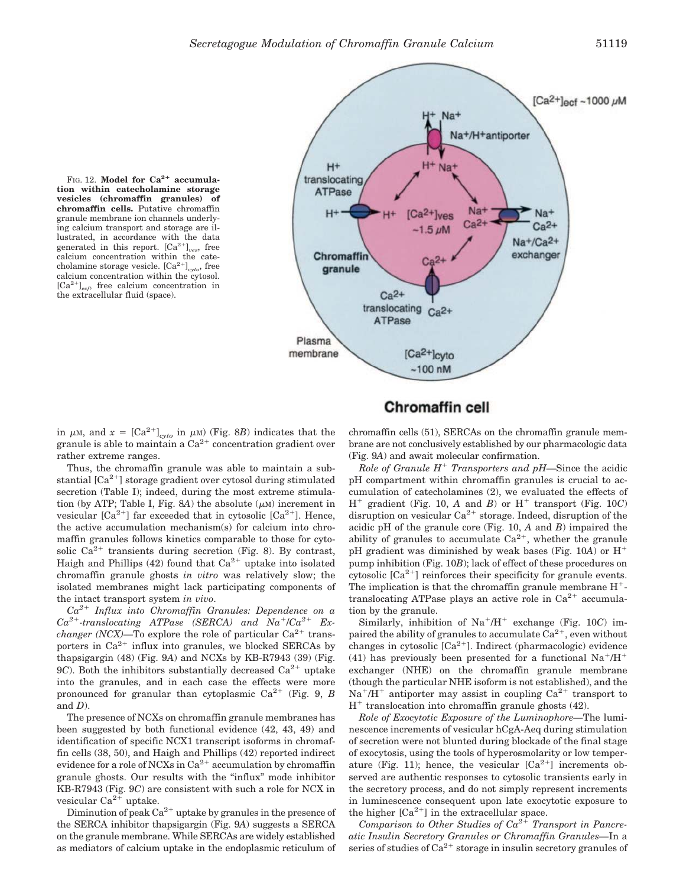FIG. 12. **Model for $Ca^{2+}$ accumulation within catecholamine storage vesicles (chromaffin granules) of chromaffin cells.** Putative chromaffin granule membrane ion channels underlying calcium transport and storage are illustrated, in accordance with the data generated in this report. $[Ca^{2+}]_{ves}$, free calcium concentration within the catecholamine storage vesicle. $[Ca^{2+}]_{cyto}$, free calcium concentration within the cytosol. $[Ca^{2+}]_{ecf}$, free calcium concentration in the extracellular fluid (space).

in μM, and $x = [Ca^{2+}]_{cyto}$ in μM) (Fig. 8*B*) indicates that the granule is able to maintain a $Ca^{2+}$ concentration gradient over rather extreme ranges.

Thus, the chromaffin granule was able to maintain a substantial $[Ca^{2+}]$ storage gradient over cytosol during stimulated secretion (Table I); indeed, during the most extreme stimulation (by ATP; Table I, Fig. 8*A*) the absolute (μM) increment in vesicular $[Ca^{2+}]$ far exceeded that in cytosolic $[Ca^{2+}]$. Hence, the active accumulation mechanism(s) for calcium into chromaffin granules follows kinetics comparable to those for cytosolic $Ca^{2+}$ transients during secretion (Fig. 8). By contrast, Haigh and Phillips (42) found that $Ca^{2+}$ uptake into isolated chromaffin granule ghosts *in vitro* was relatively slow; the isolated membranes might lack participating components of the intact transport system *in vivo*.

*$Ca^{2+}$ Influx into Chromaffin Granules: Dependence on a $Ca^{2+}$-translocating ATPase (SERCA) and $Na^+/Ca^{2+}$ Exchanger (NCX)*—To explore the role of particular $Ca^{2+}$ transporters in $Ca^{2+}$ influx into granules, we blocked SERCAs by thapsigargin (48) (Fig. 9*A*) and NCXs by KB-R7943 (39) (Fig. 9*C*). Both the inhibitors substantially decreased $Ca^{2+}$ uptake into the granules, and in each case the effects were more pronounced for granular than cytoplasmic $Ca^{2+}$ (Fig. 9, *B* and *D*).

The presence of NCXs on chromaffin granule membranes has been suggested by both functional evidence (42, 43, 49) and identification of specific NCX1 transcript isoforms in chromaffin cells (38, 50), and Haigh and Phillips (42) reported indirect evidence for a role of NCXs in $Ca^{2+}$ accumulation by chromaffin granule ghosts. Our results with the "influx" mode inhibitor KB-R7943 (Fig. 9*C*) are consistent with such a role for NCX in vesicular $Ca^{2+}$ uptake.

Diminution of peak $Ca^{2+}$ uptake by granules in the presence of the SERCA inhibitor thapsigargin (Fig. 9*A*) suggests a SERCA on the granule membrane. While SERCAs are widely established as mediators of calcium uptake in the endoplasmic reticulum of chromaffin cells (51), SERCAs on the chromaffin granule membrane are not conclusively established by our pharmacologic data (Fig. 9*A*) and await molecular confirmation.

*Role of Granule $H^+$ Transporters and pH*—Since the acidic pH compartment within chromaffin granules is crucial to accumulation of catecholamines (2), we evaluated the effects of $H^+$ gradient (Fig. 10, *A* and *B*) or $H^+$ transport (Fig. 10*C*) disruption on vesicular $Ca^{2+}$ storage. Indeed, disruption of the acidic pH of the granule core (Fig. 10, *A* and *B*) impaired the ability of granules to accumulate $Ca^{2+}$, whether the granule pH gradient was diminished by weak bases (Fig. 10*A*) or $H^+$ pump inhibition (Fig. 10*B*); lack of effect of these procedures on cytosolic $[Ca^{2+}]$ reinforces their specificity for granule events. The implication is that the chromaffin granule membrane $H^+$-translocating ATPase plays an active role in $Ca^{2+}$ accumulation by the granule.

Similarly, inhibition of $Na^+/H^+$ exchange (Fig. 10*C*) impaired the ability of granules to accumulate $Ca^{2+}$, even without changes in cytosolic $[Ca^{2+}]$. Indirect (pharmacologic) evidence (41) has previously been presented for a functional $Na^+/H^+$ exchanger (NHE) on the chromaffin granule membrane (though the particular NHE isoform is not established), and the $Na^+/H^+$ antiporter may assist in coupling $Ca^{2+}$ transport to $H^+$ translocation into chromaffin granule ghosts (42).

*Role of Exocytotic Exposure of the Luminophore*—The luminescence increments of vesicular hCgA-Aeq during stimulation of secretion were not blunted during blockade of the final stage of exocytosis, using the tools of hyperosmolarity or low temperature (Fig. 11); hence, the vesicular $[Ca^{2+}]$ increments observed are authentic responses to cytosolic transients early in the secretory process, and do not simply represent increments in luminescence consequent upon late exocytotic exposure to the higher $[Ca^{2+}]$ in the extracellular space.

*Comparison to Other Studies of $Ca^{2+}$ Transport in Pancreatic Insulin Secretory Granules or Chromaffin Granules*—In a series of studies of $Ca^{2+}$ storage in insulin secretory granules of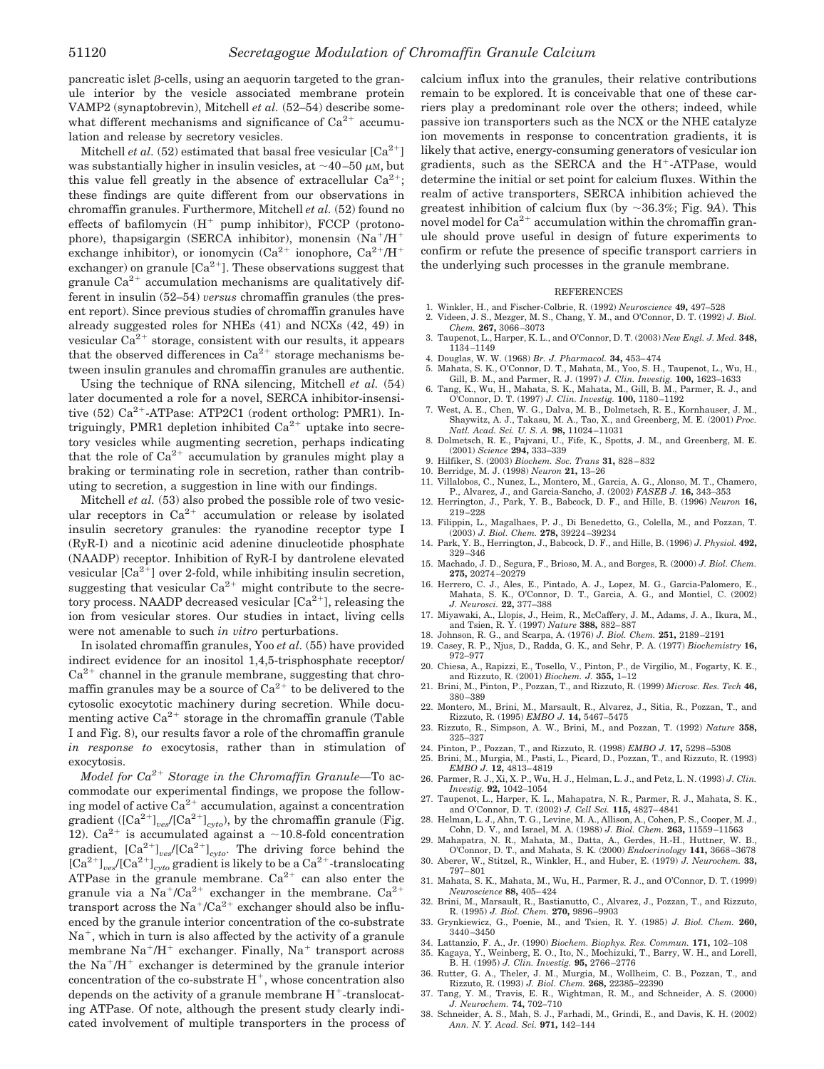pancreatic islet β-cells, using an aequorin targeted to the granule interior by the vesicle associated membrane protein VAMP2 (synaptobrevin), Mitchell *et al.* (52–54) describe somewhat different mechanisms and significance of $Ca^{2+}$ accumulation and release by secretory vesicles.

Mitchell *et al.* (52) estimated that basal free vesicular $[Ca^{2+}]$ was substantially higher in insulin vesicles, at ~40–50 μM, but this value fell greatly in the absence of extracellular $Ca^{2+}$; these findings are quite different from our observations in chromaffin granules. Furthermore, Mitchell *et al.* (52) found no effects of bafilomycin ($H^+$ pump inhibitor), FCCP (protonophore), thapsigargin (SERCA inhibitor), monensin ($Na^+/H^+$ exchange inhibitor), or ionomycin ($Ca^{2+}$ ionophore, $Ca^{2+}/H^+$ exchanger) on granule $[Ca^{2+}]$. These observations suggest that granule $Ca^{2+}$ accumulation mechanisms are qualitatively different in insulin (52–54) *versus* chromaffin granules (the present report). Since previous studies of chromaffin granules have already suggested roles for NHEs (41) and NCXs (42, 49) in vesicular $Ca^{2+}$ storage, consistent with our results, it appears that the observed differences in $Ca^{2+}$ storage mechanisms between insulin granules and chromaffin granules are authentic.

Using the technique of RNA silencing, Mitchell *et al.* (54) later documented a role for a novel, SERCA inhibitor-insensitive (52) $Ca^{2+}$-ATPase: ATP2C1 (rodent ortholog: PMR1). Intriguingly, PMR1 depletion inhibited $Ca^{2+}$ uptake into secretory vesicles while augmenting secretion, perhaps indicating that the role of $Ca^{2+}$ accumulation by granules might play a braking or terminating role in secretion, rather than contributing to secretion, a suggestion in line with our findings.

Mitchell *et al.* (53) also probed the possible role of two vesicular receptors in $Ca^{2+}$ accumulation or release by isolated insulin secretory granules: the ryanodine receptor type I (RyR-I) and a nicotinic acid adenine dinucleotide phosphate (NAADP) receptor. Inhibition of RyR-I by dantrolene elevated vesicular $[Ca^{2+}]$ over 2-fold, while inhibiting insulin secretion, suggesting that vesicular $Ca^{2+}$ might contribute to the secretory process. NAADP decreased vesicular $[Ca^{2+}]$, releasing the ion from vesicular stores. Our studies in intact, living cells were not amenable to such *in vitro* perturbations.

In isolated chromaffin granules, Yoo *et al.* (55) have provided indirect evidence for an inositol 1,4,5-trisphosphate receptor/$Ca^{2+}$ channel in the granule membrane, suggesting that chromaffin granules may be a source of $Ca^{2+}$ to be delivered to the cytosolic exocytotic machinery during secretion. While documenting active $Ca^{2+}$ storage in the chromaffin granule (Table I and Fig. 8), our results favor a role of the chromaffin granule *in response to* exocytosis, rather than in stimulation of exocytosis.

*Model for $Ca^{2+}$ Storage in the Chromaffin Granule*—To accommodate our experimental findings, we propose the following model of active $Ca^{2+}$ accumulation, against a concentration gradient ($[Ca^{2+}]_{ves}/[Ca^{2+}]_{cyto}$), by the chromaffin granule (Fig. 12). $Ca^{2+}$ is accumulated against a ~10.8-fold concentration gradient, $[Ca^{2+}]_{ves}/[Ca^{2+}]_{cyto}$. The driving force behind the $[Ca^{2+}]_{ves}/[Ca^{2+}]_{cyto}$ gradient is likely to be a $Ca^{2+}$-translocating ATPase in the granule membrane. $Ca^{2+}$ can also enter the granule via a $Na^+/Ca^{2+}$ exchanger in the membrane. $Ca^{2+}$ transport across the $Na^+/Ca^{2+}$ exchanger should also be influenced by the granule interior concentration of the co-substrate $Na^+$, which in turn is also affected by the activity of a granule membrane $Na^+/H^+$ exchanger. Finally, $Na^+$ transport across the $Na^+/H^+$ exchanger is determined by the granule interior concentration of the co-substrate $H^+$, whose concentration also depends on the activity of a granule membrane $H^+$-translocating ATPase. Of note, although the present study clearly indicated involvement of multiple transporters in the process of calcium influx into the granules, their relative contributions remain to be explored. It is conceivable that one of these carriers play a predominant role over the others; indeed, while passive ion transporters such as the NCX or the NHE catalyze ion movements in response to concentration gradients, it is likely that active, energy-consuming generators of vesicular ion gradients, such as the SERCA and the $H^+$-ATPase, would determine the initial or set point for calcium fluxes. Within the realm of active transporters, SERCA inhibition achieved the greatest inhibition of calcium flux (by ~36.3%; Fig. 9*A*). This novel model for $Ca^{2+}$ accumulation within the chromaffin granule should prove useful in design of future experiments to confirm or refute the presence of specific transport carriers in the underlying such processes in the granule membrane.

## REFERENCES

1. Winkler, H., and Fischer-Colbrie, R. (1992) *Neuroscience* **49,** 497–528
2. Videen, J. S., Mezger, M. S., Chang, Y. M., and O'Connor, D. T. (1992) *J. Biol. Chem.* **267,** 3066–3073
3. Taupenot, L., Harper, K. L., and O'Connor, D. T. (2003) *New Engl. J. Med.* **348,** 1134–1149
4. Douglas, W. W. (1968) *Br. J. Pharmacol.* **34,** 453–474
5. Mahata, S. K., O'Connor, D. T., Mahata, M., Yoo, S. H., Taupenot, L., Wu, H., Gill, B. M., and Parmer, R. J. (1997) *J. Clin. Investig.* **100,** 1623–1633
6. Tang, K., Wu, H., Mahata, S. K., Mahata, M., Gill, B. M., Parmer, R. J., and O'Connor, D. T. (1997) *J. Clin. Investig.* **100,** 1180–1192
7. West, A. E., Chen, W. G., Dalva, M. B., Dolmetsch, R. E., Kornhauser, J. M., Shaywitz, A. J., Takasu, M. A., Tao, X., and Greenberg, M. E. (2001) *Proc. Natl. Acad. Sci. U. S. A.* **98,** 11024–11031
8. Dolmetsch, R. E., Pajvani, U., Fife, K., Spotts, J. M., and Greenberg, M. E. (2001) *Science* **294,** 333–339
9. Hilfiker, S. (2003) *Biochem. Soc. Trans* **31,** 828–832
10. Berridge, M. J. (1998) *Neuron* **21,** 13–26
11. Villalobos, C., Nunez, L., Montero, M., Garcia, A. G., Alonso, M. T., Chamero, P., Alvarez, J., and Garcia-Sancho, J. (2002) *FASEB J.* **16,** 343–353
12. Herrington, J., Park, Y. B., Babcock, D. F., and Hille, B. (1996) *Neuron* **16,** 219–228
13. Filippin, L., Magalhaes, P. J., Di Benedetto, G., Colella, M., and Pozzan, T. (2003) *J. Biol. Chem.* **278,** 39224–39234
14. Park, Y. B., Herrington, J., Babcock, D. F., and Hille, B. (1996) *J. Physiol.* **492,** 329–346
15. Machado, J. D., Segura, F., Brioso, M. A., and Borges, R. (2000) *J. Biol. Chem.* **275,** 20274–20279
16. Herrero, C. J., Ales, E., Pintado, A. J., Lopez, M. G., Garcia-Palomero, E., Mahata, S. K., O'Connor, D. T., Garcia, A. G., and Montiel, C. (2002) *J. Neurosci.* **22,** 377–388
17. Miyawaki, A., Llopis, J., Heim, R., McCaffery, J. M., Adams, J. A., Ikura, M., and Tsien, R. Y. (1997) *Nature* **388,** 882–887
18. Johnson, R. G., and Scarpa, A. (1976) *J. Biol. Chem.* **251,** 2189–2191
19. Casey, R. P., Njus, D., Radda, G. K., and Sehr, P. A. (1977) *Biochemistry* **16,** 972–977
20. Chiesa, A., Rapizzi, E., Tosello, V., Pinton, P., de Virgilio, M., Fogarty, K. E., and Rizzuto, R. (2001) *Biochem. J.* **355,** 1–12
21. Brini, M., Pinton, P., Pozzan, T., and Rizzuto, R. (1999) *Microsc. Res. Tech* **46,** 380–389
22. Montero, M., Brini, M., Marsault, R., Alvarez, J., Sitia, R., Pozzan, T., and Rizzuto, R. (1995) *EMBO J.* **14,** 5467–5475
23. Rizzuto, R., Simpson, A. W., Brini, M., and Pozzan, T. (1992) *Nature* **358,** 325–327
24. Pinton, P., Pozzan, T., and Rizzuto, R. (1998) *EMBO J.* **17,** 5298–5308
25. Brini, M., Murgia, M., Pasti, L., Picard, D., Pozzan, T., and Rizzuto, R. (1993) *EMBO J.* **12,** 4813–4819
26. Parmer, R. J., Xi, X. P., Wu, H. J., Helman, L. J., and Petz, L. N. (1993) *J. Clin. Investig.* **92,** 1042–1054
27. Taupenot, L., Harper, K. L., Mahapatra, N. R., Parmer, R. J., Mahata, S. K., and O'Connor, D. T. (2002) *J. Cell Sci.* **115,** 4827–4841
28. Helman, L. J., Ahn, T. G., Levine, M. A., Allison, A., Cohen, P. S., Cooper, M. J., Cohn, D. V., and Israel, M. A. (1988) *J. Biol. Chem.* **263,** 11559–11563
29. Mahapatra, N. R., Mahata, M., Datta, A., Gerdes, H.-H., Huttner, W. B., O'Connor, D. T., and Mahata, S. K. (2000) *Endocrinology* **141,** 3668–3678
30. Aberer, W., Stitzel, R., Winkler, H., and Huber, E. (1979) *J. Neurochem.* **33,** 797–801
31. Mahata, S. K., Mahata, M., Wu, H., Parmer, R. J., and O'Connor, D. T. (1999) *Neuroscience* **88,** 405–424
32. Brini, M., Marsault, R., Bastianutto, C., Alvarez, J., Pozzan, T., and Rizzuto, R. (1995) *J. Biol. Chem.* **270,** 9896–9903
33. Grynkiewicz, G., Poenie, M., and Tsien, R. Y. (1985) *J. Biol. Chem.* **260,** 3440–3450
34. Lattanzio, F. A., Jr. (1990) *Biochem. Biophys. Res. Commun.* **171,** 102–108
35. Kagaya, Y., Weinberg, E. O., Ito, N., Mochizuki, T., Barry, W. H., and Lorell, B. H. (1995) *J. Clin. Investig.* **95,** 2766–2776
36. Rutter, G. A., Theler, J. M., Murgia, M., Wollheim, C. B., Pozzan, T., and Rizzuto, R. (1993) *J. Biol. Chem.* **268,** 22385–22390
37. Tang, Y. M., Travis, E. R., Wightman, R. M., and Schneider, A. S. (2000) *J. Neurochem.* **74,** 702–710
38. Schneider, A. S., Mah, S. J., Farhadi, M., Grindi, E., and Davis, K. H. (2002) *Ann. N. Y. Acad. Sci.* **971,** 142–144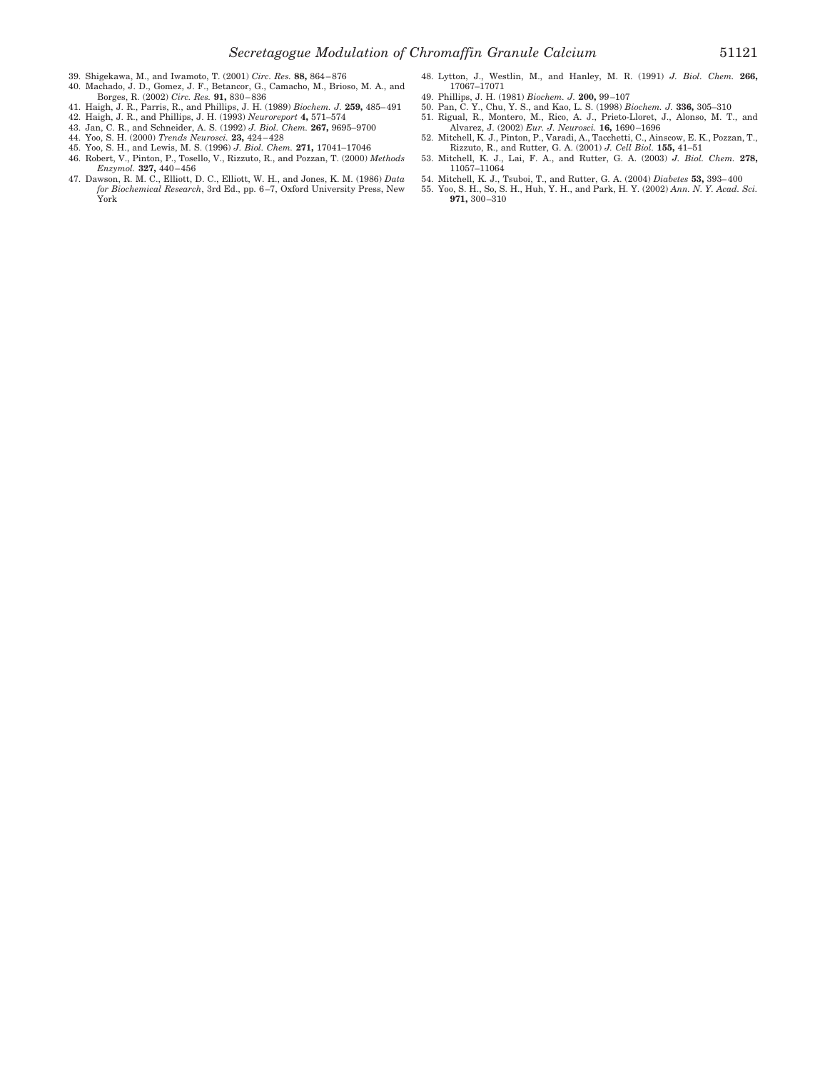39. Shigekawa, M., and Iwamoto, T. (2001) *Circ. Res.* **88,** 864–876
40. Machado, J. D., Gomez, J. F., Betancor, G., Camacho, M., Brioso, M. A., and Borges, R. (2002) *Circ. Res.* **91,** 830–836
41. Haigh, J. R., Parris, R., and Phillips, J. H. (1989) *Biochem. J.* **259,** 485–491
42. Haigh, J. R., and Phillips, J. H. (1993) *Neuroreport* **4,** 571–574
43. Jan, C. R., and Schneider, A. S. (1992) *J. Biol. Chem.* **267,** 9695–9700
44. Yoo, S. H. (2000) *Trends Neurosci.* **23,** 424–428
45. Yoo, S. H., and Lewis, M. S. (1996) *J. Biol. Chem.* **271,** 17041–17046
46. Robert, V., Pinton, P., Tosello, V., Rizzuto, R., and Pozzan, T. (2000) *Methods Enzymol.* **327,** 440–456
47. Dawson, R. M. C., Elliott, D. C., Elliott, W. H., and Jones, K. M. (1986) *Data for Biochemical Research*, 3rd Ed., pp. 6–7, Oxford University Press, New York
48. Lytton, J., Westlin, M., and Hanley, M. R. (1991) *J. Biol. Chem.* **266,** 17067–17071
49. Phillips, J. H. (1981) *Biochem. J.* **200,** 99–107
50. Pan, C. Y., Chu, Y. S., and Kao, L. S. (1998) *Biochem. J.* **336,** 305–310
51. Rigual, R., Montero, M., Rico, A. J., Prieto-Lloret, J., Alonso, M. T., and Alvarez, J. (2002) *Eur. J. Neurosci.* **16,** 1690–1696
52. Mitchell, K. J., Pinton, P., Varadi, A., Tacchetti, C., Ainscow, E. K., Pozzan, T., Rizzuto, R., and Rutter, G. A. (2001) *J. Cell Biol.* **155,** 41–51
53. Mitchell, K. J., Lai, F. A., and Rutter, G. A. (2003) *J. Biol. Chem.* **278,** 11057–11064
54. Mitchell, K. J., Tsuboi, T., and Rutter, G. A. (2004) *Diabetes* **53,** 393–400
55. Yoo, S. H., So, S. H., Huh, Y. H., and Park, H. Y. (2002) *Ann. N. Y. Acad. Sci.* **971,** 300–310